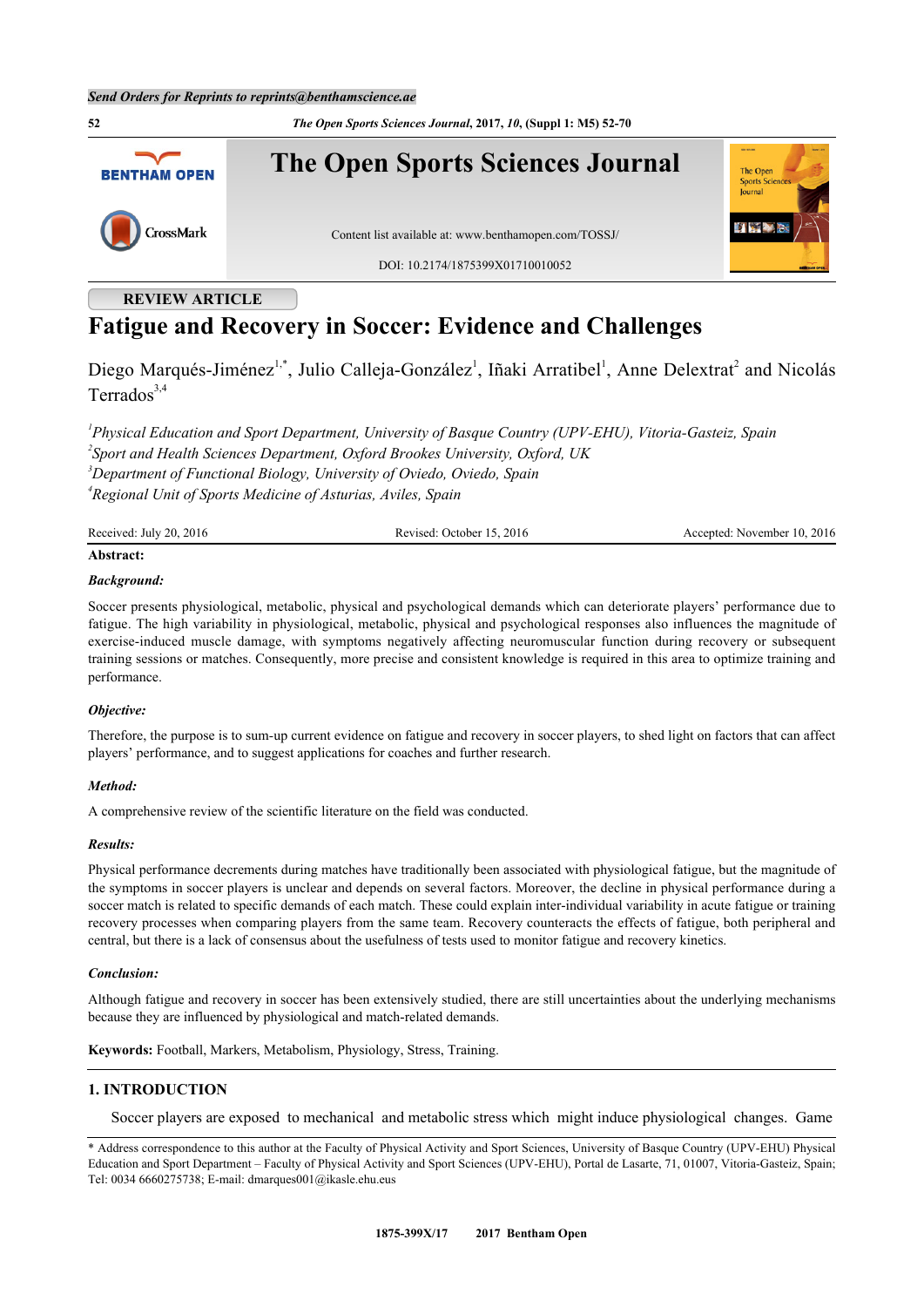**REVIEW ARTICLE**

# Fatigue and Recovery in Soccer: Evidence and Challenges

Diego Marqués-Jiménez[1,*], Julio Calleja-González[1], Iñaki Arratibel[1], Anne Delextrat[2] and Nicolás Terrados[3,4]

[1]*Physical Education and Sport Department, University of Basque Country (UPV-EHU), Vitoria-Gasteiz, Spain*
[2]*Sport and Health Sciences Department, Oxford Brookes University, Oxford, UK*
[3]*Department of Functional Biology, University of Oviedo, Oviedo, Spain*
[4]*Regional Unit of Sports Medicine of Asturias, Aviles, Spain*

Received: July 20, 2016 | Revised: October 15, 2016 | Accepted: November 10, 2016

**Abstract:**

***Background:***

Soccer presents physiological, metabolic, physical and psychological demands which can deteriorate players' performance due to fatigue. The high variability in physiological, metabolic, physical and psychological responses also influences the magnitude of exercise-induced muscle damage, with symptoms negatively affecting neuromuscular function during recovery or subsequent training sessions or matches. Consequently, more precise and consistent knowledge is required in this area to optimize training and performance.

***Objective:***

Therefore, the purpose is to sum-up current evidence on fatigue and recovery in soccer players, to shed light on factors that can affect players' performance, and to suggest applications for coaches and further research.

***Method:***

A comprehensive review of the scientific literature on the field was conducted.

***Results:***

Physical performance decrements during matches have traditionally been associated with physiological fatigue, but the magnitude of the symptoms in soccer players is unclear and depends on several factors. Moreover, the decline in physical performance during a soccer match is related to specific demands of each match. These could explain inter-individual variability in acute fatigue or training recovery processes when comparing players from the same team. Recovery counteracts the effects of fatigue, both peripheral and central, but there is a lack of consensus about the usefulness of tests used to monitor fatigue and recovery kinetics.

***Conclusion:***

Although fatigue and recovery in soccer has been extensively studied, there are still uncertainties about the underlying mechanisms because they are influenced by physiological and match-related demands.

**Keywords:** Football, Markers, Metabolism, Physiology, Stress, Training.

## 1. INTRODUCTION

Soccer players are exposed to mechanical and metabolic stress which might induce physiological changes. Game

\* Address correspondence to this author at the Faculty of Physical Activity and Sport Sciences, University of Basque Country (UPV-EHU) Physical Education and Sport Department – Faculty of Physical Activity and Sport Sciences (UPV-EHU), Portal de Lasarte, 71, 01007, Vitoria-Gasteiz, Spain; Tel: 0034 6660275738; E-mail: dmarques001@ikasle.ehu.eus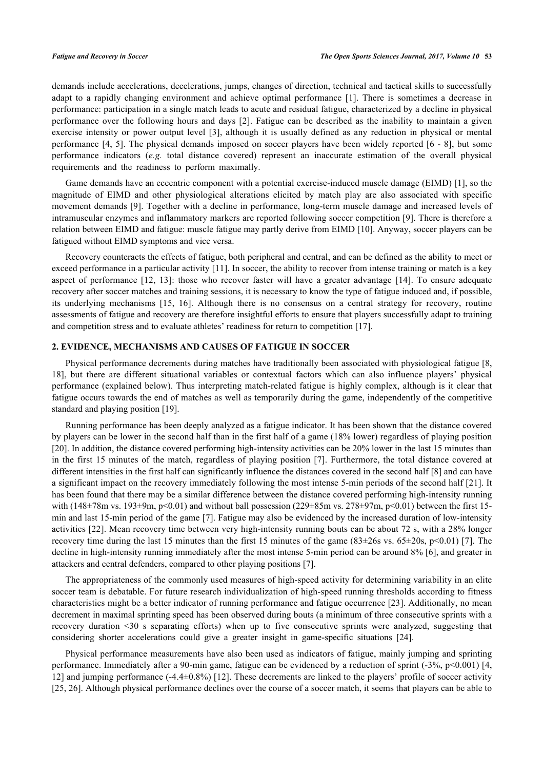demands include accelerations, decelerations, jumps, changes of direction, technical and tactical skills to successfully adapt to a rapidly changing environment and achieve optimal performance [1]. There is sometimes a decrease in performance: participation in a single match leads to acute and residual fatigue, characterized by a decline in physical performance over the following hours and days [2]. Fatigue can be described as the inability to maintain a given exercise intensity or power output level [3], although it is usually defined as any reduction in physical or mental performance [4, 5]. The physical demands imposed on soccer players have been widely reported [6 - 8], but some performance indicators (*e.g.* total distance covered) represent an inaccurate estimation of the overall physical requirements and the readiness to perform maximally.

Game demands have an eccentric component with a potential exercise-induced muscle damage (EIMD) [1], so the magnitude of EIMD and other physiological alterations elicited by match play are also associated with specific movement demands [9]. Together with a decline in performance, long-term muscle damage and increased levels of intramuscular enzymes and inflammatory markers are reported following soccer competition [9]. There is therefore a relation between EIMD and fatigue: muscle fatigue may partly derive from EIMD [10]. Anyway, soccer players can be fatigued without EIMD symptoms and vice versa.

Recovery counteracts the effects of fatigue, both peripheral and central, and can be defined as the ability to meet or exceed performance in a particular activity [11]. In soccer, the ability to recover from intense training or match is a key aspect of performance [12, 13]: those who recover faster will have a greater advantage [14]. To ensure adequate recovery after soccer matches and training sessions, it is necessary to know the type of fatigue induced and, if possible, its underlying mechanisms [15, 16]. Although there is no consensus on a central strategy for recovery, routine assessments of fatigue and recovery are therefore insightful efforts to ensure that players successfully adapt to training and competition stress and to evaluate athletes' readiness for return to competition [17].

## 2. EVIDENCE, MECHANISMS AND CAUSES OF FATIGUE IN SOCCER

Physical performance decrements during matches have traditionally been associated with physiological fatigue [8, 18], but there are different situational variables or contextual factors which can also influence players' physical performance (explained below). Thus interpreting match-related fatigue is highly complex, although is it clear that fatigue occurs towards the end of matches as well as temporarily during the game, independently of the competitive standard and playing position [19].

Running performance has been deeply analyzed as a fatigue indicator. It has been shown that the distance covered by players can be lower in the second half than in the first half of a game (18% lower) regardless of playing position [20]. In addition, the distance covered performing high-intensity activities can be 20% lower in the last 15 minutes than in the first 15 minutes of the match, regardless of playing position [7]. Furthermore, the total distance covered at different intensities in the first half can significantly influence the distances covered in the second half [8] and can have a significant impact on the recovery immediately following the most intense 5-min periods of the second half [21]. It has been found that there may be a similar difference between the distance covered performing high-intensity running with (148±78m vs. 193±9m, $p<0.01$) and without ball possession (229±85m vs. 278±97m, $p<0.01$) between the first 15-min and last 15-min period of the game [7]. Fatigue may also be evidenced by the increased duration of low-intensity activities [22]. Mean recovery time between very high-intensity running bouts can be about 72 s, with a 28% longer recovery time during the last 15 minutes than the first 15 minutes of the game (83±26s vs. 65±20s, $p<0.01$) [7]. The decline in high-intensity running immediately after the most intense 5-min period can be around 8% [6], and greater in attackers and central defenders, compared to other playing positions [7].

The appropriateness of the commonly used measures of high-speed activity for determining variability in an elite soccer team is debatable. For future research individualization of high-speed running thresholds according to fitness characteristics might be a better indicator of running performance and fatigue occurrence [23]. Additionally, no mean decrement in maximal sprinting speed has been observed during bouts (a minimum of three consecutive sprints with a recovery duration <30 s separating efforts) when up to five consecutive sprints were analyzed, suggesting that considering shorter accelerations could give a greater insight in game-specific situations [24].

Physical performance measurements have also been used as indicators of fatigue, mainly jumping and sprinting performance. Immediately after a 90-min game, fatigue can be evidenced by a reduction of sprint (-3%, $p<0.001$) [4, 12] and jumping performance (-4.4±0.8%) [12]. These decrements are linked to the players' profile of soccer activity [25, 26]. Although physical performance declines over the course of a soccer match, it seems that players can be able to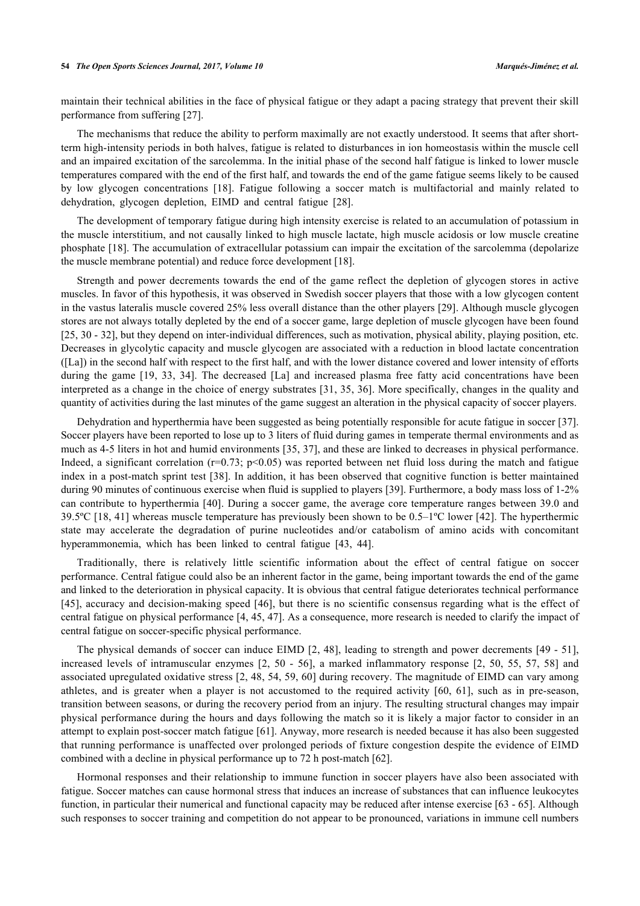maintain their technical abilities in the face of physical fatigue or they adapt a pacing strategy that prevent their skill performance from suffering [27].

The mechanisms that reduce the ability to perform maximally are not exactly understood. It seems that after short-term high-intensity periods in both halves, fatigue is related to disturbances in ion homeostasis within the muscle cell and an impaired excitation of the sarcolemma. In the initial phase of the second half fatigue is linked to lower muscle temperatures compared with the end of the first half, and towards the end of the game fatigue seems likely to be caused by low glycogen concentrations [18]. Fatigue following a soccer match is multifactorial and mainly related to dehydration, glycogen depletion, EIMD and central fatigue [28].

The development of temporary fatigue during high intensity exercise is related to an accumulation of potassium in the muscle interstitium, and not causally linked to high muscle lactate, high muscle acidosis or low muscle creatine phosphate [18]. The accumulation of extracellular potassium can impair the excitation of the sarcolemma (depolarize the muscle membrane potential) and reduce force development [18].

Strength and power decrements towards the end of the game reflect the depletion of glycogen stores in active muscles. In favor of this hypothesis, it was observed in Swedish soccer players that those with a low glycogen content in the vastus lateralis muscle covered 25% less overall distance than the other players [29]. Although muscle glycogen stores are not always totally depleted by the end of a soccer game, large depletion of muscle glycogen have been found [25, 30 - 32], but they depend on inter-individual differences, such as motivation, physical ability, playing position, etc. Decreases in glycolytic capacity and muscle glycogen are associated with a reduction in blood lactate concentration ([La]) in the second half with respect to the first half, and with the lower distance covered and lower intensity of efforts during the game [19, 33, 34]. The decreased [La] and increased plasma free fatty acid concentrations have been interpreted as a change in the choice of energy substrates [31, 35, 36]. More specifically, changes in the quality and quantity of activities during the last minutes of the game suggest an alteration in the physical capacity of soccer players.

Dehydration and hyperthermia have been suggested as being potentially responsible for acute fatigue in soccer [37]. Soccer players have been reported to lose up to 3 liters of fluid during games in temperate thermal environments and as much as 4-5 liters in hot and humid environments [35, 37], and these are linked to decreases in physical performance. Indeed, a significant correlation ($r=0.73$; $p<0.05$) was reported between net fluid loss during the match and fatigue index in a post-match sprint test [38]. In addition, it has been observed that cognitive function is better maintained during 90 minutes of continuous exercise when fluid is supplied to players [39]. Furthermore, a body mass loss of 1-2% can contribute to hyperthermia [40]. During a soccer game, the average core temperature ranges between 39.0 and 39.5ºC [18, 41] whereas muscle temperature has previously been shown to be 0.5–1ºC lower [42]. The hyperthermic state may accelerate the degradation of purine nucleotides and/or catabolism of amino acids with concomitant hyperammonemia, which has been linked to central fatigue [43, 44].

Traditionally, there is relatively little scientific information about the effect of central fatigue on soccer performance. Central fatigue could also be an inherent factor in the game, being important towards the end of the game and linked to the deterioration in physical capacity. It is obvious that central fatigue deteriorates technical performance [45], accuracy and decision-making speed [46], but there is no scientific consensus regarding what is the effect of central fatigue on physical performance [4, 45, 47]. As a consequence, more research is needed to clarify the impact of central fatigue on soccer-specific physical performance.

The physical demands of soccer can induce EIMD [2, 48], leading to strength and power decrements [49 - 51], increased levels of intramuscular enzymes [2, 50 - 56], a marked inflammatory response [2, 50, 55, 57, 58] and associated upregulated oxidative stress [2, 48, 54, 59, 60] during recovery. The magnitude of EIMD can vary among athletes, and is greater when a player is not accustomed to the required activity [60, 61], such as in pre-season, transition between seasons, or during the recovery period from an injury. The resulting structural changes may impair physical performance during the hours and days following the match so it is likely a major factor to consider in an attempt to explain post-soccer match fatigue [61]. Anyway, more research is needed because it has also been suggested that running performance is unaffected over prolonged periods of fixture congestion despite the evidence of EIMD combined with a decline in physical performance up to 72 h post-match [62].

Hormonal responses and their relationship to immune function in soccer players have also been associated with fatigue. Soccer matches can cause hormonal stress that induces an increase of substances that can influence leukocytes function, in particular their numerical and functional capacity may be reduced after intense exercise [63 - 65]. Although such responses to soccer training and competition do not appear to be pronounced, variations in immune cell numbers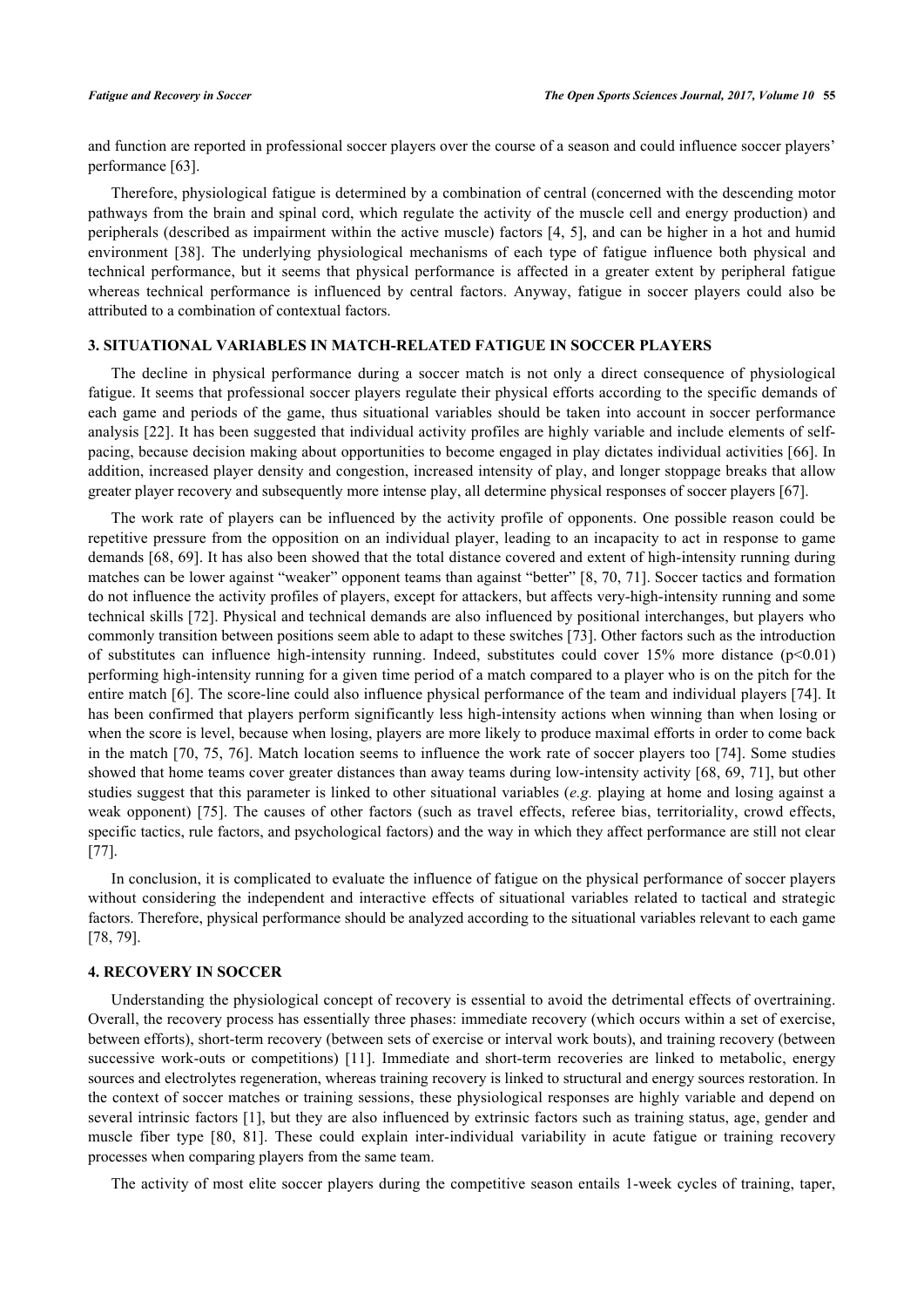and function are reported in professional soccer players over the course of a season and could influence soccer players' performance [63].

Therefore, physiological fatigue is determined by a combination of central (concerned with the descending motor pathways from the brain and spinal cord, which regulate the activity of the muscle cell and energy production) and peripherals (described as impairment within the active muscle) factors [4, 5], and can be higher in a hot and humid environment [38]. The underlying physiological mechanisms of each type of fatigue influence both physical and technical performance, but it seems that physical performance is affected in a greater extent by peripheral fatigue whereas technical performance is influenced by central factors. Anyway, fatigue in soccer players could also be attributed to a combination of contextual factors.

## 3. SITUATIONAL VARIABLES IN MATCH-RELATED FATIGUE IN SOCCER PLAYERS

The decline in physical performance during a soccer match is not only a direct consequence of physiological fatigue. It seems that professional soccer players regulate their physical efforts according to the specific demands of each game and periods of the game, thus situational variables should be taken into account in soccer performance analysis [22]. It has been suggested that individual activity profiles are highly variable and include elements of self-pacing, because decision making about opportunities to become engaged in play dictates individual activities [66]. In addition, increased player density and congestion, increased intensity of play, and longer stoppage breaks that allow greater player recovery and subsequently more intense play, all determine physical responses of soccer players [67].

The work rate of players can be influenced by the activity profile of opponents. One possible reason could be repetitive pressure from the opposition on an individual player, leading to an incapacity to act in response to game demands [68, 69]. It has also been showed that the total distance covered and extent of high-intensity running during matches can be lower against "weaker" opponent teams than against "better" [8, 70, 71]. Soccer tactics and formation do not influence the activity profiles of players, except for attackers, but affects very-high-intensity running and some technical skills [72]. Physical and technical demands are also influenced by positional interchanges, but players who commonly transition between positions seem able to adapt to these switches [73]. Other factors such as the introduction of substitutes can influence high-intensity running. Indeed, substitutes could cover 15% more distance ($p<0.01$) performing high-intensity running for a given time period of a match compared to a player who is on the pitch for the entire match [6]. The score-line could also influence physical performance of the team and individual players [74]. It has been confirmed that players perform significantly less high-intensity actions when winning than when losing or when the score is level, because when losing, players are more likely to produce maximal efforts in order to come back in the match [70, 75, 76]. Match location seems to influence the work rate of soccer players too [74]. Some studies showed that home teams cover greater distances than away teams during low-intensity activity [68, 69, 71], but other studies suggest that this parameter is linked to other situational variables (*e.g.* playing at home and losing against a weak opponent) [75]. The causes of other factors (such as travel effects, referee bias, territoriality, crowd effects, specific tactics, rule factors, and psychological factors) and the way in which they affect performance are still not clear [77].

In conclusion, it is complicated to evaluate the influence of fatigue on the physical performance of soccer players without considering the independent and interactive effects of situational variables related to tactical and strategic factors. Therefore, physical performance should be analyzed according to the situational variables relevant to each game [78, 79].

## 4. RECOVERY IN SOCCER

Understanding the physiological concept of recovery is essential to avoid the detrimental effects of overtraining. Overall, the recovery process has essentially three phases: immediate recovery (which occurs within a set of exercise, between efforts), short-term recovery (between sets of exercise or interval work bouts), and training recovery (between successive work-outs or competitions) [11]. Immediate and short-term recoveries are linked to metabolic, energy sources and electrolytes regeneration, whereas training recovery is linked to structural and energy sources restoration. In the context of soccer matches or training sessions, these physiological responses are highly variable and depend on several intrinsic factors [1], but they are also influenced by extrinsic factors such as training status, age, gender and muscle fiber type [80, 81]. These could explain inter-individual variability in acute fatigue or training recovery processes when comparing players from the same team.

The activity of most elite soccer players during the competitive season entails 1-week cycles of training, taper,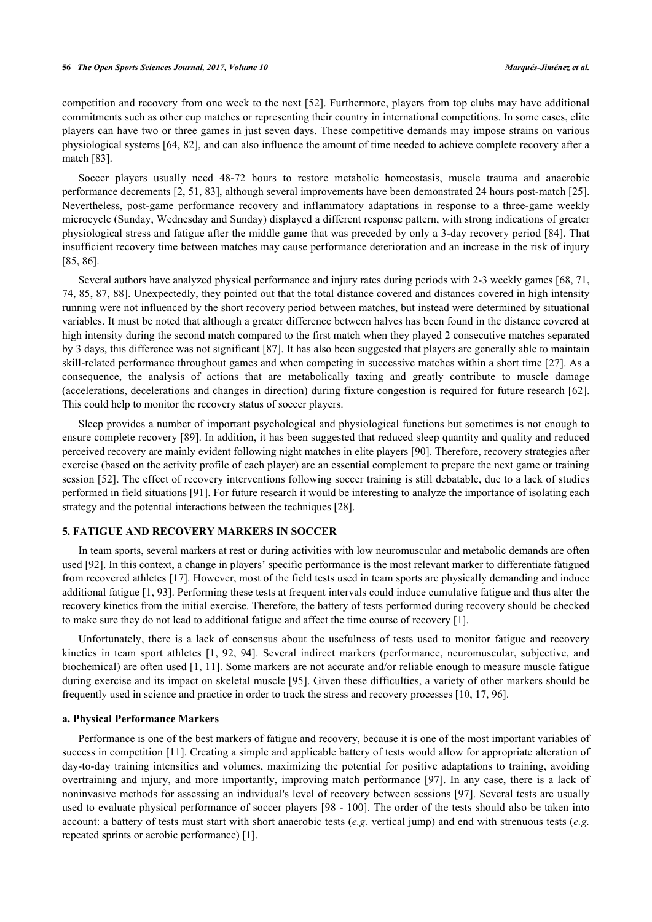competition and recovery from one week to the next [52]. Furthermore, players from top clubs may have additional commitments such as other cup matches or representing their country in international competitions. In some cases, elite players can have two or three games in just seven days. These competitive demands may impose strains on various physiological systems [64, 82], and can also influence the amount of time needed to achieve complete recovery after a match [83].

Soccer players usually need 48-72 hours to restore metabolic homeostasis, muscle trauma and anaerobic performance decrements [2, 51, 83], although several improvements have been demonstrated 24 hours post-match [25]. Nevertheless, post-game performance recovery and inflammatory adaptations in response to a three-game weekly microcycle (Sunday, Wednesday and Sunday) displayed a different response pattern, with strong indications of greater physiological stress and fatigue after the middle game that was preceded by only a 3-day recovery period [84]. That insufficient recovery time between matches may cause performance deterioration and an increase in the risk of injury [85, 86].

Several authors have analyzed physical performance and injury rates during periods with 2-3 weekly games [68, 71, 74, 85, 87, 88]. Unexpectedly, they pointed out that the total distance covered and distances covered in high intensity running were not influenced by the short recovery period between matches, but instead were determined by situational variables. It must be noted that although a greater difference between halves has been found in the distance covered at high intensity during the second match compared to the first match when they played 2 consecutive matches separated by 3 days, this difference was not significant [87]. It has also been suggested that players are generally able to maintain skill-related performance throughout games and when competing in successive matches within a short time [27]. As a consequence, the analysis of actions that are metabolically taxing and greatly contribute to muscle damage (accelerations, decelerations and changes in direction) during fixture congestion is required for future research [62]. This could help to monitor the recovery status of soccer players.

Sleep provides a number of important psychological and physiological functions but sometimes is not enough to ensure complete recovery [89]. In addition, it has been suggested that reduced sleep quantity and quality and reduced perceived recovery are mainly evident following night matches in elite players [90]. Therefore, recovery strategies after exercise (based on the activity profile of each player) are an essential complement to prepare the next game or training session [52]. The effect of recovery interventions following soccer training is still debatable, due to a lack of studies performed in field situations [91]. For future research it would be interesting to analyze the importance of isolating each strategy and the potential interactions between the techniques [28].

## 5. FATIGUE AND RECOVERY MARKERS IN SOCCER

In team sports, several markers at rest or during activities with low neuromuscular and metabolic demands are often used [92]. In this context, a change in players' specific performance is the most relevant marker to differentiate fatigued from recovered athletes [17]. However, most of the field tests used in team sports are physically demanding and induce additional fatigue [1, 93]. Performing these tests at frequent intervals could induce cumulative fatigue and thus alter the recovery kinetics from the initial exercise. Therefore, the battery of tests performed during recovery should be checked to make sure they do not lead to additional fatigue and affect the time course of recovery [1].

Unfortunately, there is a lack of consensus about the usefulness of tests used to monitor fatigue and recovery kinetics in team sport athletes [1, 92, 94]. Several indirect markers (performance, neuromuscular, subjective, and biochemical) are often used [1, 11]. Some markers are not accurate and/or reliable enough to measure muscle fatigue during exercise and its impact on skeletal muscle [95]. Given these difficulties, a variety of other markers should be frequently used in science and practice in order to track the stress and recovery processes [10, 17, 96].

### a. Physical Performance Markers

Performance is one of the best markers of fatigue and recovery, because it is one of the most important variables of success in competition [11]. Creating a simple and applicable battery of tests would allow for appropriate alteration of day-to-day training intensities and volumes, maximizing the potential for positive adaptations to training, avoiding overtraining and injury, and more importantly, improving match performance [97]. In any case, there is a lack of noninvasive methods for assessing an individual's level of recovery between sessions [97]. Several tests are usually used to evaluate physical performance of soccer players [98 - 100]. The order of the tests should also be taken into account: a battery of tests must start with short anaerobic tests (*e.g.* vertical jump) and end with strenuous tests (*e.g.* repeated sprints or aerobic performance) [1].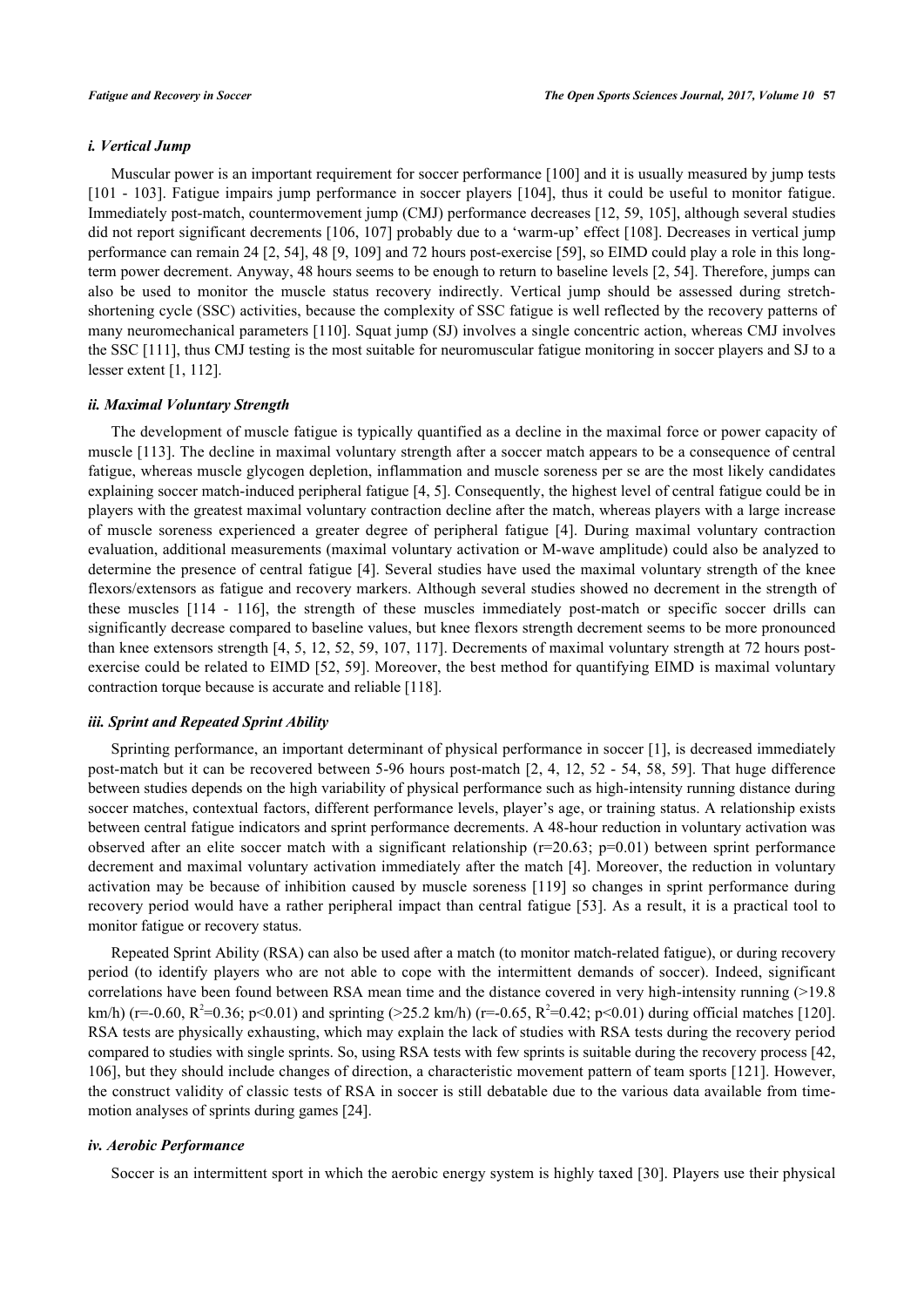### *i. Vertical Jump*

Muscular power is an important requirement for soccer performance [100] and it is usually measured by jump tests [101 - 103]. Fatigue impairs jump performance in soccer players [104], thus it could be useful to monitor fatigue. Immediately post-match, countermovement jump (CMJ) performance decreases [12, 59, 105], although several studies did not report significant decrements [106, 107] probably due to a 'warm-up' effect [108]. Decreases in vertical jump performance can remain 24 [2, 54], 48 [9, 109] and 72 hours post-exercise [59], so EIMD could play a role in this long-term power decrement. Anyway, 48 hours seems to be enough to return to baseline levels [2, 54]. Therefore, jumps can also be used to monitor the muscle status recovery indirectly. Vertical jump should be assessed during stretch-shortening cycle (SSC) activities, because the complexity of SSC fatigue is well reflected by the recovery patterns of many neuromechanical parameters [110]. Squat jump (SJ) involves a single concentric action, whereas CMJ involves the SSC [111], thus CMJ testing is the most suitable for neuromuscular fatigue monitoring in soccer players and SJ to a lesser extent [1, 112].

### *ii. Maximal Voluntary Strength*

The development of muscle fatigue is typically quantified as a decline in the maximal force or power capacity of muscle [113]. The decline in maximal voluntary strength after a soccer match appears to be a consequence of central fatigue, whereas muscle glycogen depletion, inflammation and muscle soreness per se are the most likely candidates explaining soccer match-induced peripheral fatigue [4, 5]. Consequently, the highest level of central fatigue could be in players with the greatest maximal voluntary contraction decline after the match, whereas players with a large increase of muscle soreness experienced a greater degree of peripheral fatigue [4]. During maximal voluntary contraction evaluation, additional measurements (maximal voluntary activation or M-wave amplitude) could also be analyzed to determine the presence of central fatigue [4]. Several studies have used the maximal voluntary strength of the knee flexors/extensors as fatigue and recovery markers. Although several studies showed no decrement in the strength of these muscles [114 - 116], the strength of these muscles immediately post-match or specific soccer drills can significantly decrease compared to baseline values, but knee flexors strength decrement seems to be more pronounced than knee extensors strength [4, 5, 12, 52, 59, 107, 117]. Decrements of maximal voluntary strength at 72 hours post-exercise could be related to EIMD [52, 59]. Moreover, the best method for quantifying EIMD is maximal voluntary contraction torque because is accurate and reliable [118].

### *iii. Sprint and Repeated Sprint Ability*

Sprinting performance, an important determinant of physical performance in soccer [1], is decreased immediately post-match but it can be recovered between 5-96 hours post-match [2, 4, 12, 52 - 54, 58, 59]. That huge difference between studies depends on the high variability of physical performance such as high-intensity running distance during soccer matches, contextual factors, different performance levels, player's age, or training status. A relationship exists between central fatigue indicators and sprint performance decrements. A 48-hour reduction in voluntary activation was observed after an elite soccer match with a significant relationship ($r=20.63$; $p=0.01$) between sprint performance decrement and maximal voluntary activation immediately after the match [4]. Moreover, the reduction in voluntary activation may be because of inhibition caused by muscle soreness [119] so changes in sprint performance during recovery period would have a rather peripheral impact than central fatigue [53]. As a result, it is a practical tool to monitor fatigue or recovery status.

Repeated Sprint Ability (RSA) can also be used after a match (to monitor match-related fatigue), or during recovery period (to identify players who are not able to cope with the intermittent demands of soccer). Indeed, significant correlations have been found between RSA mean time and the distance covered in very high-intensity running (>19.8 km/h) ($r=-0.60$, $R^2=0.36$; $p<0.01$) and sprinting (>25.2 km/h) ($r=-0.65$, $R^2=0.42$; $p<0.01$) during official matches [120]. RSA tests are physically exhausting, which may explain the lack of studies with RSA tests during the recovery period compared to studies with single sprints. So, using RSA tests with few sprints is suitable during the recovery process [42, 106], but they should include changes of direction, a characteristic movement pattern of team sports [121]. However, the construct validity of classic tests of RSA in soccer is still debatable due to the various data available from time-motion analyses of sprints during games [24].

### *iv. Aerobic Performance*

Soccer is an intermittent sport in which the aerobic energy system is highly taxed [30]. Players use their physical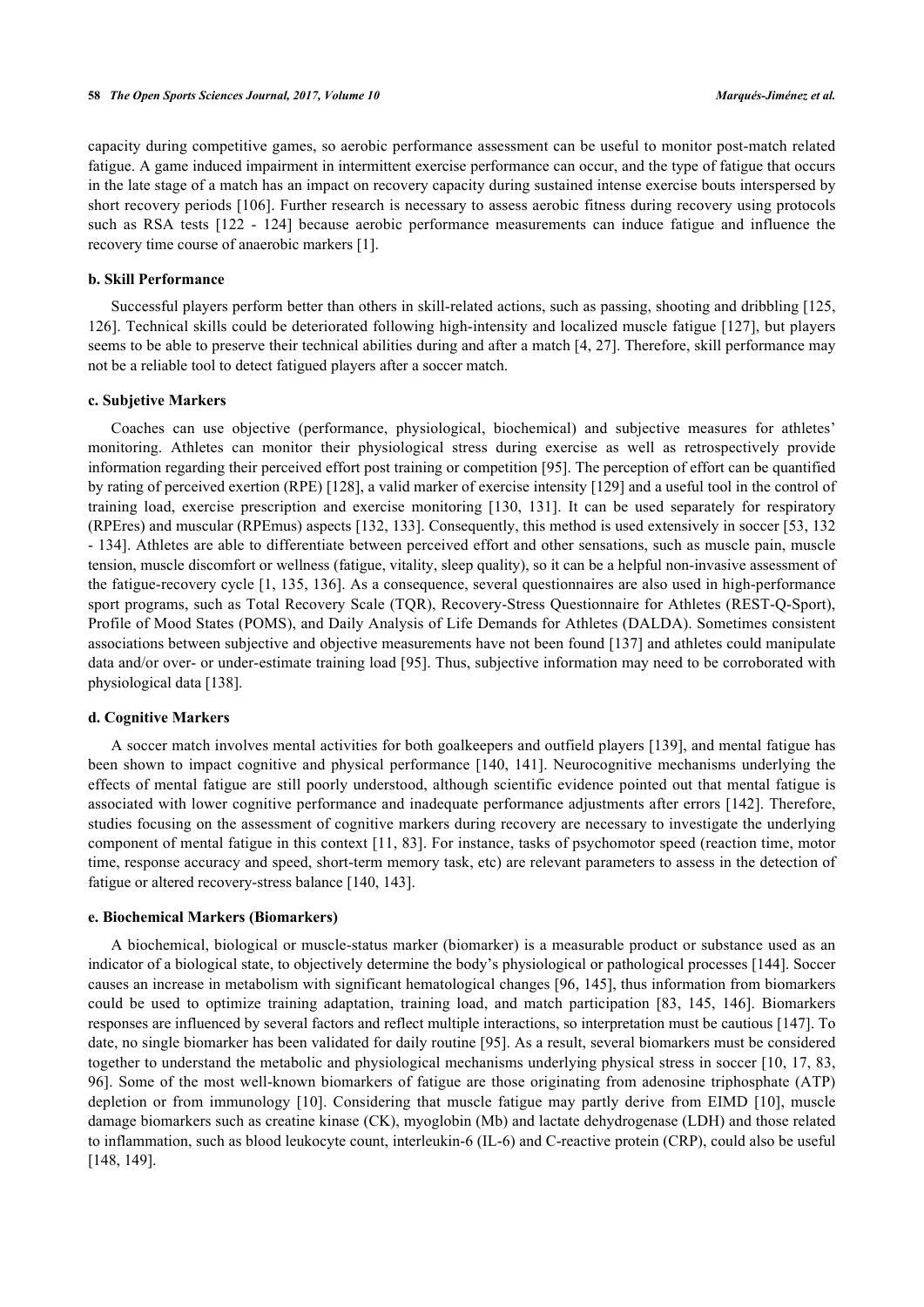capacity during competitive games, so aerobic performance assessment can be useful to monitor post-match related fatigue. A game induced impairment in intermittent exercise performance can occur, and the type of fatigue that occurs in the late stage of a match has an impact on recovery capacity during sustained intense exercise bouts interspersed by short recovery periods [106]. Further research is necessary to assess aerobic fitness during recovery using protocols such as RSA tests [122 - 124] because aerobic performance measurements can induce fatigue and influence the recovery time course of anaerobic markers [1].

#### b. Skill Performance

Successful players perform better than others in skill-related actions, such as passing, shooting and dribbling [125, 126]. Technical skills could be deteriorated following high-intensity and localized muscle fatigue [127], but players seems to be able to preserve their technical abilities during and after a match [4, 27]. Therefore, skill performance may not be a reliable tool to detect fatigued players after a soccer match.

#### c. Subjetive Markers

Coaches can use objective (performance, physiological, biochemical) and subjective measures for athletes' monitoring. Athletes can monitor their physiological stress during exercise as well as retrospectively provide information regarding their perceived effort post training or competition [95]. The perception of effort can be quantified by rating of perceived exertion (RPE) [128], a valid marker of exercise intensity [129] and a useful tool in the control of training load, exercise prescription and exercise monitoring [130, 131]. It can be used separately for respiratory (RPEres) and muscular (RPEmus) aspects [132, 133]. Consequently, this method is used extensively in soccer [53, 132 - 134]. Athletes are able to differentiate between perceived effort and other sensations, such as muscle pain, muscle tension, muscle discomfort or wellness (fatigue, vitality, sleep quality), so it can be a helpful non-invasive assessment of the fatigue-recovery cycle [1, 135, 136]. As a consequence, several questionnaires are also used in high-performance sport programs, such as Total Recovery Scale (TQR), Recovery-Stress Questionnaire for Athletes (REST-Q-Sport), Profile of Mood States (POMS), and Daily Analysis of Life Demands for Athletes (DALDA). Sometimes consistent associations between subjective and objective measurements have not been found [137] and athletes could manipulate data and/or over- or under-estimate training load [95]. Thus, subjective information may need to be corroborated with physiological data [138].

#### d. Cognitive Markers

A soccer match involves mental activities for both goalkeepers and outfield players [139], and mental fatigue has been shown to impact cognitive and physical performance [140, 141]. Neurocognitive mechanisms underlying the effects of mental fatigue are still poorly understood, although scientific evidence pointed out that mental fatigue is associated with lower cognitive performance and inadequate performance adjustments after errors [142]. Therefore, studies focusing on the assessment of cognitive markers during recovery are necessary to investigate the underlying component of mental fatigue in this context [11, 83]. For instance, tasks of psychomotor speed (reaction time, motor time, response accuracy and speed, short-term memory task, etc) are relevant parameters to assess in the detection of fatigue or altered recovery-stress balance [140, 143].

#### e. Biochemical Markers (Biomarkers)

A biochemical, biological or muscle-status marker (biomarker) is a measurable product or substance used as an indicator of a biological state, to objectively determine the body's physiological or pathological processes [144]. Soccer causes an increase in metabolism with significant hematological changes [96, 145], thus information from biomarkers could be used to optimize training adaptation, training load, and match participation [83, 145, 146]. Biomarkers responses are influenced by several factors and reflect multiple interactions, so interpretation must be cautious [147]. To date, no single biomarker has been validated for daily routine [95]. As a result, several biomarkers must be considered together to understand the metabolic and physiological mechanisms underlying physical stress in soccer [10, 17, 83, 96]. Some of the most well-known biomarkers of fatigue are those originating from adenosine triphosphate (ATP) depletion or from immunology [10]. Considering that muscle fatigue may partly derive from EIMD [10], muscle damage biomarkers such as creatine kinase (CK), myoglobin (Mb) and lactate dehydrogenase (LDH) and those related to inflammation, such as blood leukocyte count, interleukin-6 (IL-6) and C-reactive protein (CRP), could also be useful [148, 149].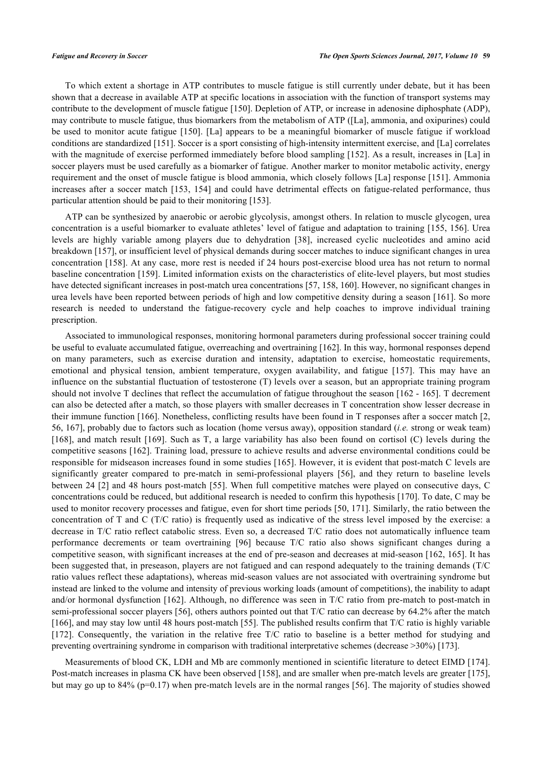To which extent a shortage in ATP contributes to muscle fatigue is still currently under debate, but it has been shown that a decrease in available ATP at specific locations in association with the function of transport systems may contribute to the development of muscle fatigue [150]. Depletion of ATP, or increase in adenosine diphosphate (ADP), may contribute to muscle fatigue, thus biomarkers from the metabolism of ATP ([La], ammonia, and oxipurines) could be used to monitor acute fatigue [150]. [La] appears to be a meaningful biomarker of muscle fatigue if workload conditions are standardized [151]. Soccer is a sport consisting of high-intensity intermittent exercise, and [La] correlates with the magnitude of exercise performed immediately before blood sampling [152]. As a result, increases in [La] in soccer players must be used carefully as a biomarker of fatigue. Another marker to monitor metabolic activity, energy requirement and the onset of muscle fatigue is blood ammonia, which closely follows [La] response [151]. Ammonia increases after a soccer match [153, 154] and could have detrimental effects on fatigue-related performance, thus particular attention should be paid to their monitoring [153].

ATP can be synthesized by anaerobic or aerobic glycolysis, amongst others. In relation to muscle glycogen, urea concentration is a useful biomarker to evaluate athletes' level of fatigue and adaptation to training [155, 156]. Urea levels are highly variable among players due to dehydration [38], increased cyclic nucleotides and amino acid breakdown [157], or insufficient level of physical demands during soccer matches to induce significant changes in urea concentration [158]. At any case, more rest is needed if 24 hours post-exercise blood urea has not return to normal baseline concentration [159]. Limited information exists on the characteristics of elite-level players, but most studies have detected significant increases in post-match urea concentrations [57, 158, 160]. However, no significant changes in urea levels have been reported between periods of high and low competitive density during a season [161]. So more research is needed to understand the fatigue-recovery cycle and help coaches to improve individual training prescription.

Associated to immunological responses, monitoring hormonal parameters during professional soccer training could be useful to evaluate accumulated fatigue, overreaching and overtraining [162]. In this way, hormonal responses depend on many parameters, such as exercise duration and intensity, adaptation to exercise, homeostatic requirements, emotional and physical tension, ambient temperature, oxygen availability, and fatigue [157]. This may have an influence on the substantial fluctuation of testosterone (T) levels over a season, but an appropriate training program should not involve T declines that reflect the accumulation of fatigue throughout the season [162 - 165]. T decrement can also be detected after a match, so those players with smaller decreases in T concentration show lesser decrease in their immune function [166]. Nonetheless, conflicting results have been found in T responses after a soccer match [2, 56, 167], probably due to factors such as location (home versus away), opposition standard (*i.e.* strong or weak team) [168], and match result [169]. Such as T, a large variability has also been found on cortisol (C) levels during the competitive seasons [162]. Training load, pressure to achieve results and adverse environmental conditions could be responsible for midseason increases found in some studies [165]. However, it is evident that post-match C levels are significantly greater compared to pre-match in semi-professional players [56], and they return to baseline levels between 24 [2] and 48 hours post-match [55]. When full competitive matches were played on consecutive days, C concentrations could be reduced, but additional research is needed to confirm this hypothesis [170]. To date, C may be used to monitor recovery processes and fatigue, even for short time periods [50, 171]. Similarly, the ratio between the concentration of T and C (T/C ratio) is frequently used as indicative of the stress level imposed by the exercise: a decrease in T/C ratio reflect catabolic stress. Even so, a decreased T/C ratio does not automatically influence team performance decrements or team overtraining [96] because T/C ratio also shows significant changes during a competitive season, with significant increases at the end of pre-season and decreases at mid-season [162, 165]. It has been suggested that, in preseason, players are not fatigued and can respond adequately to the training demands (T/C ratio values reflect these adaptations), whereas mid-season values are not associated with overtraining syndrome but instead are linked to the volume and intensity of previous working loads (amount of competitions), the inability to adapt and/or hormonal dysfunction [162]. Although, no difference was seen in T/C ratio from pre-match to post-match in semi-professional soccer players [56], others authors pointed out that T/C ratio can decrease by 64.2% after the match [166], and may stay low until 48 hours post-match [55]. The published results confirm that T/C ratio is highly variable [172]. Consequently, the variation in the relative free T/C ratio to baseline is a better method for studying and preventing overtraining syndrome in comparison with traditional interpretative schemes (decrease >30%) [173].

Measurements of blood CK, LDH and Mb are commonly mentioned in scientific literature to detect EIMD [174]. Post-match increases in plasma CK have been observed [158], and are smaller when pre-match levels are greater [175], but may go up to 84% ($p=0.17$) when pre-match levels are in the normal ranges [56]. The majority of studies showed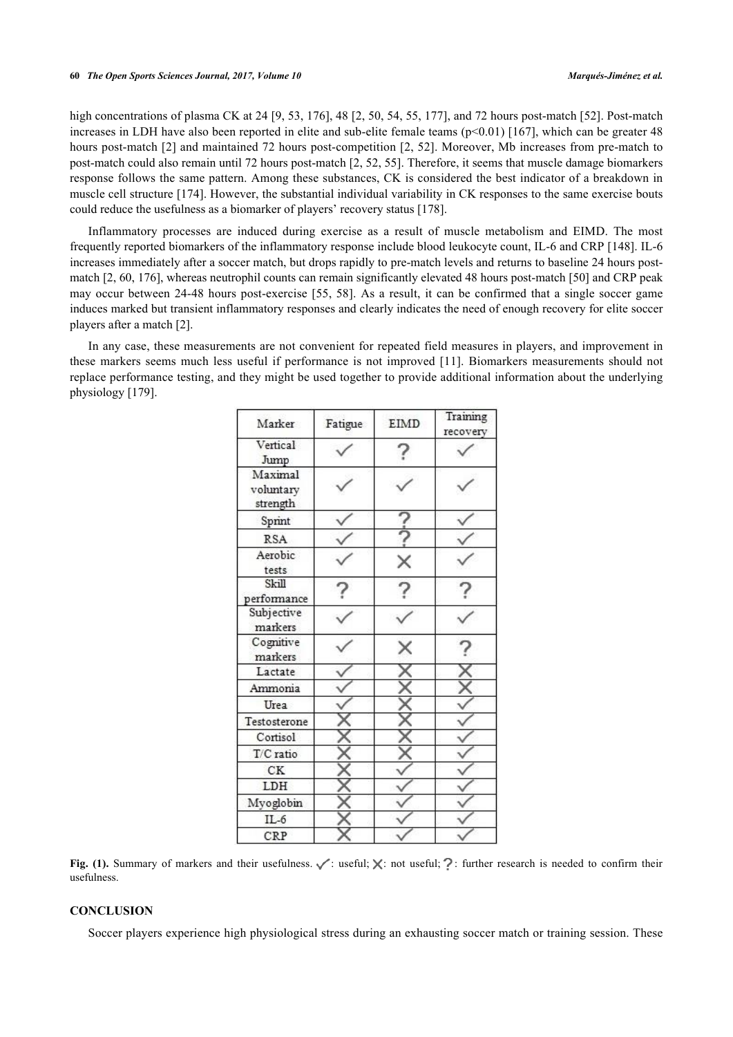high concentrations of plasma CK at 24 [9, 53, 176], 48 [2, 50, 54, 55, 177], and 72 hours post-match [52]. Post-match increases in LDH have also been reported in elite and sub-elite female teams ($p<0.01$) [167], which can be greater 48 hours post-match [2] and maintained 72 hours post-competition [2, 52]. Moreover, Mb increases from pre-match to post-match could also remain until 72 hours post-match [2, 52, 55]. Therefore, it seems that muscle damage biomarkers response follows the same pattern. Among these substances, CK is considered the best indicator of a breakdown in muscle cell structure [174]. However, the substantial individual variability in CK responses to the same exercise bouts could reduce the usefulness as a biomarker of players' recovery status [178].

Inflammatory processes are induced during exercise as a result of muscle metabolism and EIMD. The most frequently reported biomarkers of the inflammatory response include blood leukocyte count, IL-6 and CRP [148]. IL-6 increases immediately after a soccer match, but drops rapidly to pre-match levels and returns to baseline 24 hours post-match [2, 60, 176], whereas neutrophil counts can remain significantly elevated 48 hours post-match [50] and CRP peak may occur between 24-48 hours post-exercise [55, 58]. As a result, it can be confirmed that a single soccer game induces marked but transient inflammatory responses and clearly indicates the need of enough recovery for elite soccer players after a match [2].

In any case, these measurements are not convenient for repeated field measures in players, and improvement in these markers seems much less useful if performance is not improved [11]. Biomarkers measurements should not replace performance testing, and they might be used together to provide additional information about the underlying physiology [179].

| Marker | Fatigue | EIMD | Training recovery |
|---|---|---|---|
| Vertical Jump | ✓ | ? | ✓ |
| Maximal voluntary strength | ✓ | ✓ | ✓ |
| Sprint | ✓ | ? | ✓ |
| RSA | ✓ | ? | ✓ |
| Aerobic tests | ✓ | ✗ | ✓ |
| Skill performance | ? | ? | ? |
| Subjective markers | ✓ | ✓ | ✓ |
| Cognitive markers | ✓ | ✗ | ? |
| Lactate | ✓ | ✗ | ✗ |
| Ammonia | ✓ | ✗ | ✗ |
| Urea | ✓ | ✗ | ✓ |
| Testosterone | ✗ | ✗ | ✓ |
| Cortisol | ✗ | ✗ | ✓ |
| T/C ratio | ✗ | ✗ | ✓ |
| CK | ✗ | ✓ | ✓ |
| LDH | ✗ | ✓ | ✓ |
| Myoglobin | ✗ | ✓ | ✓ |
| IL-6 | ✗ | ✓ | ✓ |
| CRP | ✗ | ✓ | ✓ |

**Fig. (1).** Summary of markers and their usefulness. ✓: useful; ✗: not useful; ?: further research is needed to confirm their usefulness.

## CONCLUSION

Soccer players experience high physiological stress during an exhausting soccer match or training session. These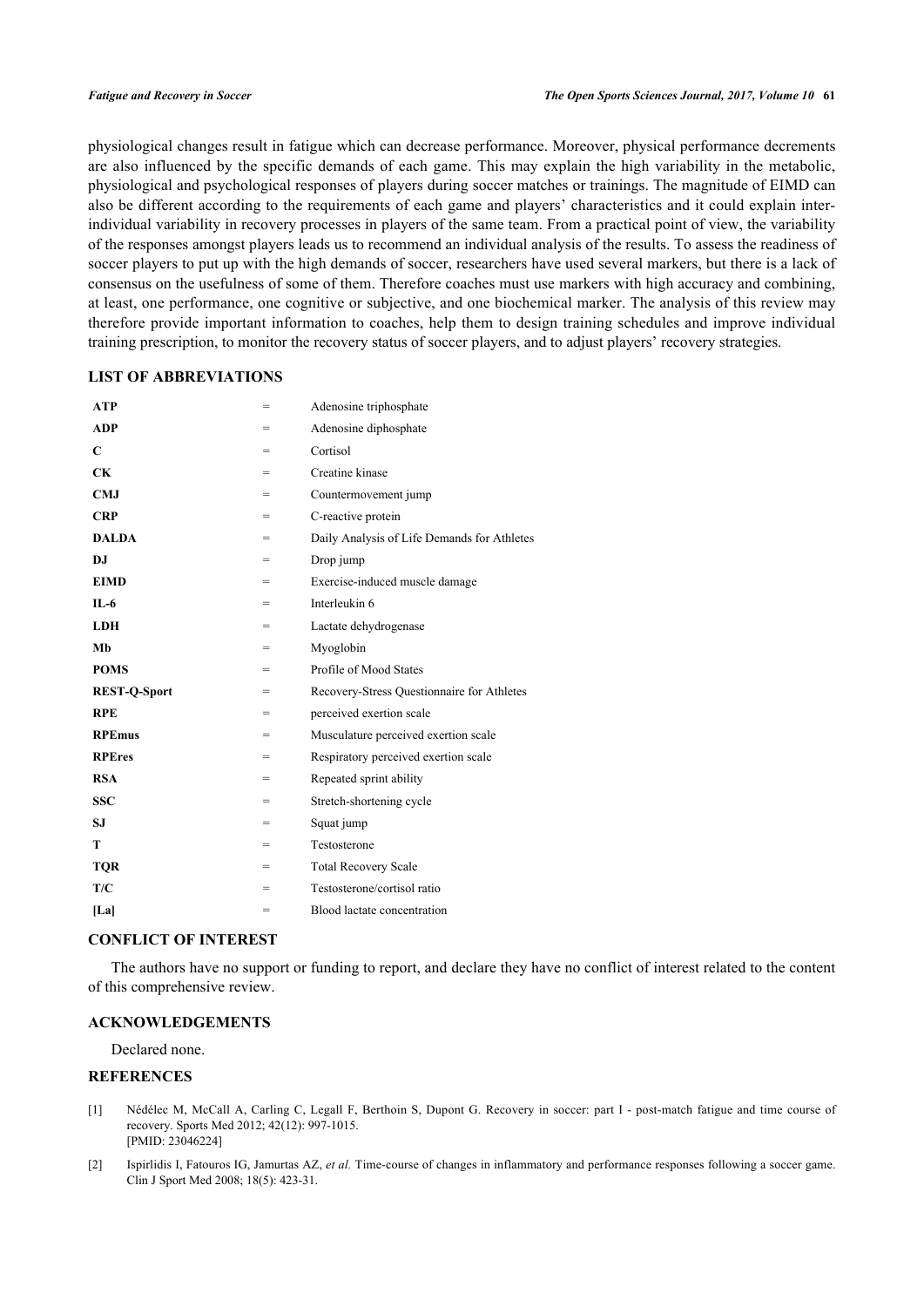physiological changes result in fatigue which can decrease performance. Moreover, physical performance decrements are also influenced by the specific demands of each game. This may explain the high variability in the metabolic, physiological and psychological responses of players during soccer matches or trainings. The magnitude of EIMD can also be different according to the requirements of each game and players' characteristics and it could explain inter-individual variability in recovery processes in players of the same team. From a practical point of view, the variability of the responses amongst players leads us to recommend an individual analysis of the results. To assess the readiness of soccer players to put up with the high demands of soccer, researchers have used several markers, but there is a lack of consensus on the usefulness of some of them. Therefore coaches must use markers with high accuracy and combining, at least, one performance, one cognitive or subjective, and one biochemical marker. The analysis of this review may therefore provide important information to coaches, help them to design training schedules and improve individual training prescription, to monitor the recovery status of soccer players, and to adjust players' recovery strategies.

## LIST OF ABBREVIATIONS

| | | |
|---|---|---|
| **ATP** | = | Adenosine triphosphate |
| **ADP** | = | Adenosine diphosphate |
| **C** | = | Cortisol |
| **CK** | = | Creatine kinase |
| **CMJ** | = | Countermovement jump |
| **CRP** | = | C-reactive protein |
| **DALDA** | = | Daily Analysis of Life Demands for Athletes |
| **DJ** | = | Drop jump |
| **EIMD** | = | Exercise-induced muscle damage |
| **IL-6** | = | Interleukin 6 |
| **LDH** | = | Lactate dehydrogenase |
| **Mb** | = | Myoglobin |
| **POMS** | = | Profile of Mood States |
| **REST-Q-Sport** | = | Recovery-Stress Questionnaire for Athletes |
| **RPE** | = | perceived exertion scale |
| **RPEmus** | = | Musculature perceived exertion scale |
| **RPEres** | = | Respiratory perceived exertion scale |
| **RSA** | = | Repeated sprint ability |
| **SSC** | = | Stretch-shortening cycle |
| **SJ** | = | Squat jump |
| **T** | = | Testosterone |
| **TQR** | = | Total Recovery Scale |
| **T/C** | = | Testosterone/cortisol ratio |
| **[La]** | = | Blood lactate concentration |

## CONFLICT OF INTEREST

The authors have no support or funding to report, and declare they have no conflict of interest related to the content of this comprehensive review.

## ACKNOWLEDGEMENTS

Declared none.

## REFERENCES

[1] Nédélec M, McCall A, Carling C, Legall F, Berthoin S, Dupont G. Recovery in soccer: part I - post-match fatigue and time course of recovery. Sports Med 2012; 42(12): 997-1015. [PMID: 23046224]

[2] Ispirlidis I, Fatouros IG, Jamurtas AZ, *et al.* Time-course of changes in inflammatory and performance responses following a soccer game. Clin J Sport Med 2008; 18(5): 423-31.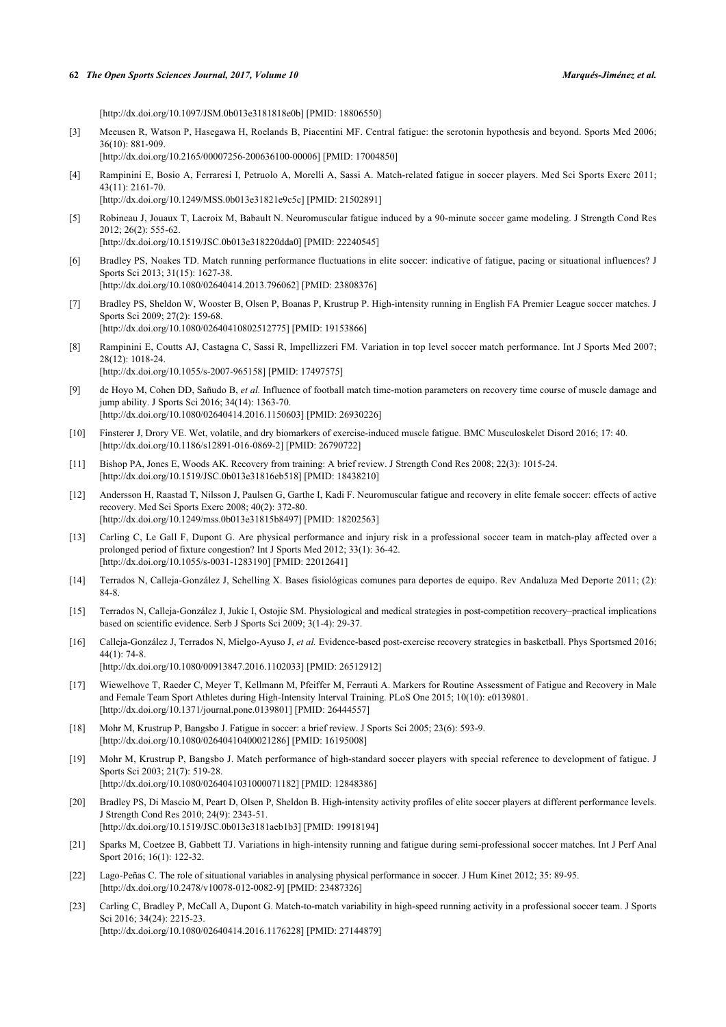[http://dx.doi.org/10.1097/JSM.0b013e3181818e0b] [PMID: 18806550]

[3] Meeusen R, Watson P, Hasegawa H, Roelands B, Piacentini MF. Central fatigue: the serotonin hypothesis and beyond. Sports Med 2006; 36(10): 881-909.
[http://dx.doi.org/10.2165/00007256-200636100-00006] [PMID: 17004850]

[4] Rampinini E, Bosio A, Ferraresi I, Petruolo A, Morelli A, Sassi A. Match-related fatigue in soccer players. Med Sci Sports Exerc 2011; 43(11): 2161-70.
[http://dx.doi.org/10.1249/MSS.0b013e31821e9c5c] [PMID: 21502891]

[5] Robineau J, Jouaux T, Lacroix M, Babault N. Neuromuscular fatigue induced by a 90-minute soccer game modeling. J Strength Cond Res 2012; 26(2): 555-62.
[http://dx.doi.org/10.1519/JSC.0b013e318220dda0] [PMID: 22240545]

[6] Bradley PS, Noakes TD. Match running performance fluctuations in elite soccer: indicative of fatigue, pacing or situational influences? J Sports Sci 2013; 31(15): 1627-38.
[http://dx.doi.org/10.1080/02640414.2013.796062] [PMID: 23808376]

[7] Bradley PS, Sheldon W, Wooster B, Olsen P, Boanas P, Krustrup P. High-intensity running in English FA Premier League soccer matches. J Sports Sci 2009; 27(2): 159-68.
[http://dx.doi.org/10.1080/02640410802512775] [PMID: 19153866]

[8] Rampinini E, Coutts AJ, Castagna C, Sassi R, Impellizzeri FM. Variation in top level soccer match performance. Int J Sports Med 2007; 28(12): 1018-24.
[http://dx.doi.org/10.1055/s-2007-965158] [PMID: 17497575]

[9] de Hoyo M, Cohen DD, Sañudo B, *et al.* Influence of football match time-motion parameters on recovery time course of muscle damage and jump ability. J Sports Sci 2016; 34(14): 1363-70.
[http://dx.doi.org/10.1080/02640414.2016.1150603] [PMID: 26930226]

[10] Finsterer J, Drory VE. Wet, volatile, and dry biomarkers of exercise-induced muscle fatigue. BMC Musculoskelet Disord 2016; 17: 40.
[http://dx.doi.org/10.1186/s12891-016-0869-2] [PMID: 26790722]

[11] Bishop PA, Jones E, Woods AK. Recovery from training: A brief review. J Strength Cond Res 2008; 22(3): 1015-24.
[http://dx.doi.org/10.1519/JSC.0b013e31816eb518] [PMID: 18438210]

[12] Andersson H, Raastad T, Nilsson J, Paulsen G, Garthe I, Kadi F. Neuromuscular fatigue and recovery in elite female soccer: effects of active recovery. Med Sci Sports Exerc 2008; 40(2): 372-80.
[http://dx.doi.org/10.1249/mss.0b013e31815b8497] [PMID: 18202563]

[13] Carling C, Le Gall F, Dupont G. Are physical performance and injury risk in a professional soccer team in match-play affected over a prolonged period of fixture congestion? Int J Sports Med 2012; 33(1): 36-42.
[http://dx.doi.org/10.1055/s-0031-1283190] [PMID: 22012641]

[14] Terrados N, Calleja-González J, Schelling X. Bases fisiológicas comunes para deportes de equipo. Rev Andaluza Med Deporte 2011; (2): 84-8.

[15] Terrados N, Calleja-González J, Jukic I, Ostojic SM. Physiological and medical strategies in post-competition recovery–practical implications based on scientific evidence. Serb J Sports Sci 2009; 3(1-4): 29-37.

[16] Calleja-González J, Terrados N, Mielgo-Ayuso J, *et al.* Evidence-based post-exercise recovery strategies in basketball. Phys Sportsmed 2016; 44(1): 74-8.
[http://dx.doi.org/10.1080/00913847.2016.1102033] [PMID: 26512912]

[17] Wiewelhove T, Raeder C, Meyer T, Kellmann M, Pfeiffer M, Ferrauti A. Markers for Routine Assessment of Fatigue and Recovery in Male and Female Team Sport Athletes during High-Intensity Interval Training. PLoS One 2015; 10(10): e0139801.
[http://dx.doi.org/10.1371/journal.pone.0139801] [PMID: 26444557]

[18] Mohr M, Krustrup P, Bangsbo J. Fatigue in soccer: a brief review. J Sports Sci 2005; 23(6): 593-9.
[http://dx.doi.org/10.1080/02640410400021286] [PMID: 16195008]

[19] Mohr M, Krustrup P, Bangsbo J. Match performance of high-standard soccer players with special reference to development of fatigue. J Sports Sci 2003; 21(7): 519-28.
[http://dx.doi.org/10.1080/0264041031000071182] [PMID: 12848386]

[20] Bradley PS, Di Mascio M, Peart D, Olsen P, Sheldon B. High-intensity activity profiles of elite soccer players at different performance levels. J Strength Cond Res 2010; 24(9): 2343-51.
[http://dx.doi.org/10.1519/JSC.0b013e3181aeb1b3] [PMID: 19918194]

[21] Sparks M, Coetzee B, Gabbett TJ. Variations in high-intensity running and fatigue during semi-professional soccer matches. Int J Perf Anal Sport 2016; 16(1): 122-32.

[22] Lago-Peñas C. The role of situational variables in analysing physical performance in soccer. J Hum Kinet 2012; 35: 89-95.
[http://dx.doi.org/10.2478/v10078-012-0082-9] [PMID: 23487326]

[23] Carling C, Bradley P, McCall A, Dupont G. Match-to-match variability in high-speed running activity in a professional soccer team. J Sports Sci 2016; 34(24): 2215-23.
[http://dx.doi.org/10.1080/02640414.2016.1176228] [PMID: 27144879]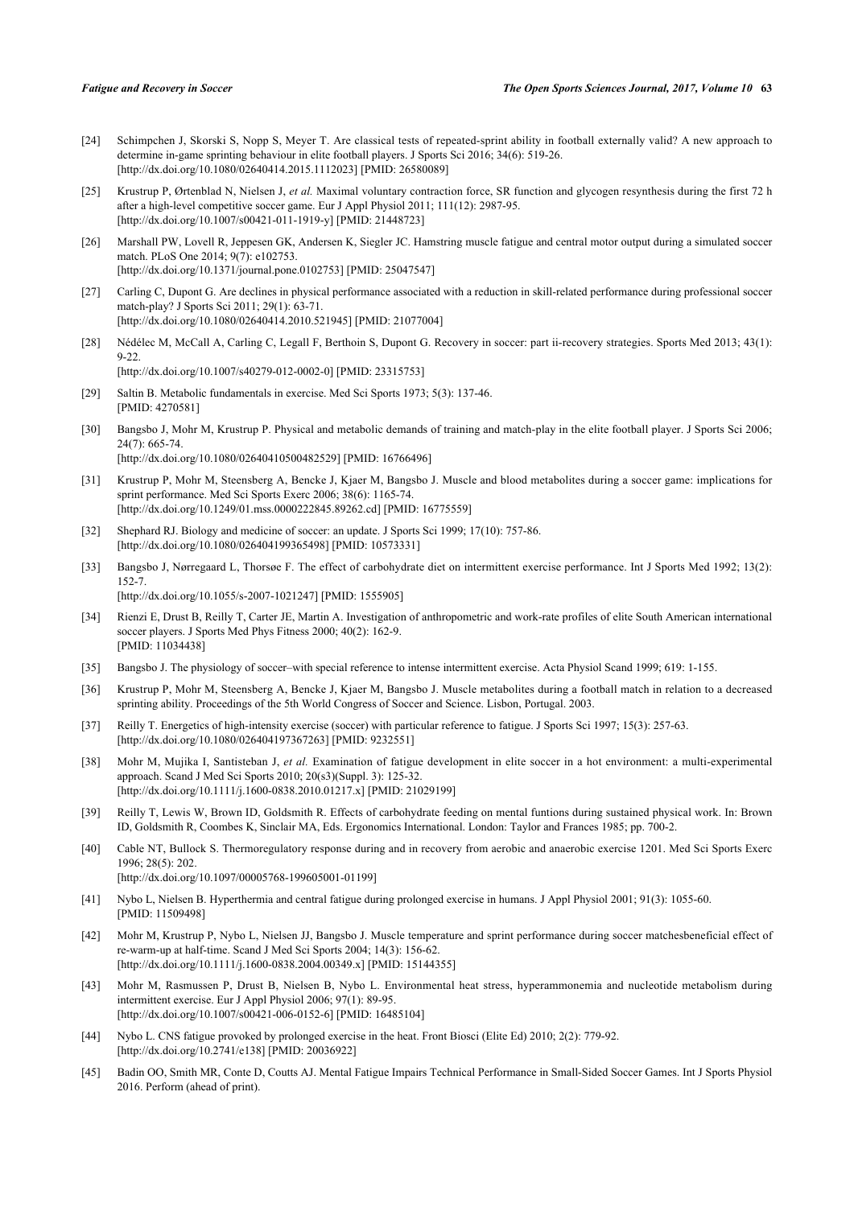[24] Schimpchen J, Skorski S, Nopp S, Meyer T. Are classical tests of repeated-sprint ability in football externally valid? A new approach to determine in-game sprinting behaviour in elite football players. J Sports Sci 2016; 34(6): 519-26. [http://dx.doi.org/10.1080/02640414.2015.1112023] [PMID: 26580089]

[25] Krustrup P, Ørtenblad N, Nielsen J, *et al.* Maximal voluntary contraction force, SR function and glycogen resynthesis during the first 72 h after a high-level competitive soccer game. Eur J Appl Physiol 2011; 111(12): 2987-95. [http://dx.doi.org/10.1007/s00421-011-1919-y] [PMID: 21448723]

[26] Marshall PW, Lovell R, Jeppesen GK, Andersen K, Siegler JC. Hamstring muscle fatigue and central motor output during a simulated soccer match. PLoS One 2014; 9(7): e102753. [http://dx.doi.org/10.1371/journal.pone.0102753] [PMID: 25047547]

[27] Carling C, Dupont G. Are declines in physical performance associated with a reduction in skill-related performance during professional soccer match-play? J Sports Sci 2011; 29(1): 63-71. [http://dx.doi.org/10.1080/02640414.2010.521945] [PMID: 21077004]

[28] Nédélec M, McCall A, Carling C, Legall F, Berthoin S, Dupont G. Recovery in soccer: part ii-recovery strategies. Sports Med 2013; 43(1): 9-22. [http://dx.doi.org/10.1007/s40279-012-0002-0] [PMID: 23315753]

[29] Saltin B. Metabolic fundamentals in exercise. Med Sci Sports 1973; 5(3): 137-46. [PMID: 4270581]

[30] Bangsbo J, Mohr M, Krustrup P. Physical and metabolic demands of training and match-play in the elite football player. J Sports Sci 2006; 24(7): 665-74. [http://dx.doi.org/10.1080/02640410500482529] [PMID: 16766496]

[31] Krustrup P, Mohr M, Steensberg A, Bencke J, Kjaer M, Bangsbo J. Muscle and blood metabolites during a soccer game: implications for sprint performance. Med Sci Sports Exerc 2006; 38(6): 1165-74. [http://dx.doi.org/10.1249/01.mss.0000222845.89262.cd] [PMID: 16775559]

[32] Shephard RJ. Biology and medicine of soccer: an update. J Sports Sci 1999; 17(10): 757-86. [http://dx.doi.org/10.1080/026404199365498] [PMID: 10573331]

[33] Bangsbo J, Nørregaard L, Thorsøe F. The effect of carbohydrate diet on intermittent exercise performance. Int J Sports Med 1992; 13(2): 152-7. [http://dx.doi.org/10.1055/s-2007-1021247] [PMID: 1555905]

[34] Rienzi E, Drust B, Reilly T, Carter JE, Martin A. Investigation of anthropometric and work-rate profiles of elite South American international soccer players. J Sports Med Phys Fitness 2000; 40(2): 162-9. [PMID: 11034438]

[35] Bangsbo J. The physiology of soccer–with special reference to intense intermittent exercise. Acta Physiol Scand 1999; 619: 1-155.

[36] Krustrup P, Mohr M, Steensberg A, Bencke J, Kjaer M, Bangsbo J. Muscle metabolites during a football match in relation to a decreased sprinting ability. Proceedings of the 5th World Congress of Soccer and Science. Lisbon, Portugal. 2003.

[37] Reilly T. Energetics of high-intensity exercise (soccer) with particular reference to fatigue. J Sports Sci 1997; 15(3): 257-63. [http://dx.doi.org/10.1080/026404197367263] [PMID: 9232551]

[38] Mohr M, Mujika I, Santisteban J, *et al.* Examination of fatigue development in elite soccer in a hot environment: a multi-experimental approach. Scand J Med Sci Sports 2010; 20(s3)(Suppl. 3): 125-32. [http://dx.doi.org/10.1111/j.1600-0838.2010.01217.x] [PMID: 21029199]

[39] Reilly T, Lewis W, Brown ID, Goldsmith R. Effects of carbohydrate feeding on mental funtions during sustained physical work. In: Brown ID, Goldsmith R, Coombes K, Sinclair MA, Eds. Ergonomics International. London: Taylor and Frances 1985; pp. 700-2.

[40] Cable NT, Bullock S. Thermoregulatory response during and in recovery from aerobic and anaerobic exercise 1201. Med Sci Sports Exerc 1996; 28(5): 202. [http://dx.doi.org/10.1097/00005768-199605001-01199]

[41] Nybo L, Nielsen B. Hyperthermia and central fatigue during prolonged exercise in humans. J Appl Physiol 2001; 91(3): 1055-60. [PMID: 11509498]

[42] Mohr M, Krustrup P, Nybo L, Nielsen JJ, Bangsbo J. Muscle temperature and sprint performance during soccer matchesbeneficial effect of re-warm-up at half-time. Scand J Med Sci Sports 2004; 14(3): 156-62. [http://dx.doi.org/10.1111/j.1600-0838.2004.00349.x] [PMID: 15144355]

[43] Mohr M, Rasmussen P, Drust B, Nielsen B, Nybo L. Environmental heat stress, hyperammonemia and nucleotide metabolism during intermittent exercise. Eur J Appl Physiol 2006; 97(1): 89-95. [http://dx.doi.org/10.1007/s00421-006-0152-6] [PMID: 16485104]

[44] Nybo L. CNS fatigue provoked by prolonged exercise in the heat. Front Biosci (Elite Ed) 2010; 2(2): 779-92. [http://dx.doi.org/10.2741/e138] [PMID: 20036922]

[45] Badin OO, Smith MR, Conte D, Coutts AJ. Mental Fatigue Impairs Technical Performance in Small-Sided Soccer Games. Int J Sports Physiol 2016. Perform (ahead of print).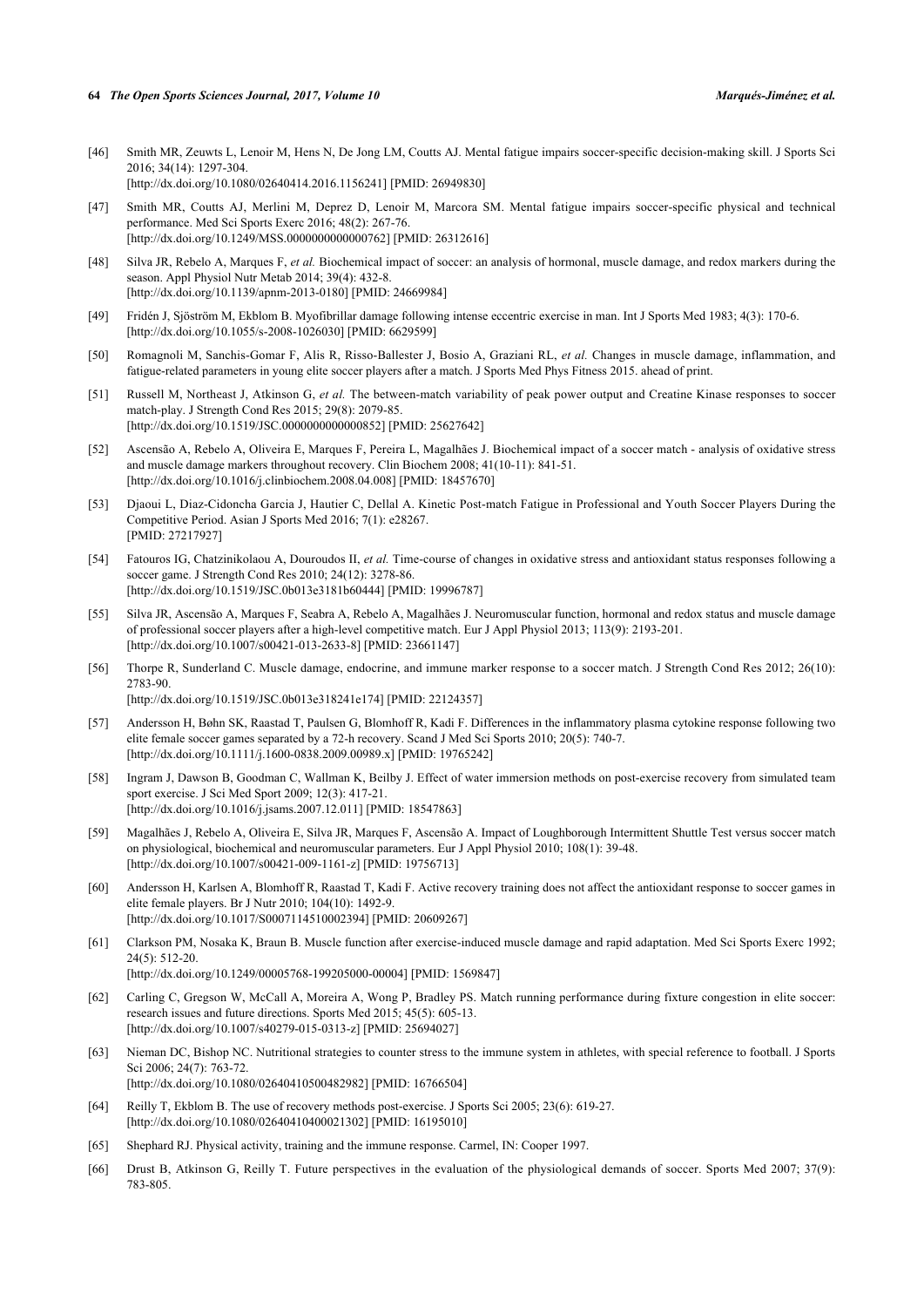[46] Smith MR, Zeuwts L, Lenoir M, Hens N, De Jong LM, Coutts AJ. Mental fatigue impairs soccer-specific decision-making skill. J Sports Sci 2016; 34(14): 1297-304.
[http://dx.doi.org/10.1080/02640414.2016.1156241] [PMID: 26949830]

[47] Smith MR, Coutts AJ, Merlini M, Deprez D, Lenoir M, Marcora SM. Mental fatigue impairs soccer-specific physical and technical performance. Med Sci Sports Exerc 2016; 48(2): 267-76.
[http://dx.doi.org/10.1249/MSS.0000000000000762] [PMID: 26312616]

[48] Silva JR, Rebelo A, Marques F, *et al.* Biochemical impact of soccer: an analysis of hormonal, muscle damage, and redox markers during the season. Appl Physiol Nutr Metab 2014; 39(4): 432-8.
[http://dx.doi.org/10.1139/apnm-2013-0180] [PMID: 24669984]

[49] Fridén J, Sjöström M, Ekblom B. Myofibrillar damage following intense eccentric exercise in man. Int J Sports Med 1983; 4(3): 170-6.
[http://dx.doi.org/10.1055/s-2008-1026030] [PMID: 6629599]

[50] Romagnoli M, Sanchis-Gomar F, Alis R, Risso-Ballester J, Bosio A, Graziani RL, *et al.* Changes in muscle damage, inflammation, and fatigue-related parameters in young elite soccer players after a match. J Sports Med Phys Fitness 2015. ahead of print.

[51] Russell M, Northeast J, Atkinson G, *et al.* The between-match variability of peak power output and Creatine Kinase responses to soccer match-play. J Strength Cond Res 2015; 29(8): 2079-85.
[http://dx.doi.org/10.1519/JSC.0000000000000852] [PMID: 25627642]

[52] Ascensão A, Rebelo A, Oliveira E, Marques F, Pereira L, Magalhães J. Biochemical impact of a soccer match - analysis of oxidative stress and muscle damage markers throughout recovery. Clin Biochem 2008; 41(10-11): 841-51.
[http://dx.doi.org/10.1016/j.clinbiochem.2008.04.008] [PMID: 18457670]

[53] Djaoui L, Diaz-Cidoncha Garcia J, Hautier C, Dellal A. Kinetic Post-match Fatigue in Professional and Youth Soccer Players During the Competitive Period. Asian J Sports Med 2016; 7(1): e28267.
[PMID: 27217927]

[54] Fatouros IG, Chatzinikolaou A, Douroudos II, *et al.* Time-course of changes in oxidative stress and antioxidant status responses following a soccer game. J Strength Cond Res 2010; 24(12): 3278-86.
[http://dx.doi.org/10.1519/JSC.0b013e3181b60444] [PMID: 19996787]

[55] Silva JR, Ascensão A, Marques F, Seabra A, Rebelo A, Magalhães J. Neuromuscular function, hormonal and redox status and muscle damage of professional soccer players after a high-level competitive match. Eur J Appl Physiol 2013; 113(9): 2193-201.
[http://dx.doi.org/10.1007/s00421-013-2633-8] [PMID: 23661147]

[56] Thorpe R, Sunderland C. Muscle damage, endocrine, and immune marker response to a soccer match. J Strength Cond Res 2012; 26(10): 2783-90.
[http://dx.doi.org/10.1519/JSC.0b013e318241e174] [PMID: 22124357]

[57] Andersson H, Bøhn SK, Raastad T, Paulsen G, Blomhoff R, Kadi F. Differences in the inflammatory plasma cytokine response following two elite female soccer games separated by a 72-h recovery. Scand J Med Sci Sports 2010; 20(5): 740-7.
[http://dx.doi.org/10.1111/j.1600-0838.2009.00989.x] [PMID: 19765242]

[58] Ingram J, Dawson B, Goodman C, Wallman K, Beilby J. Effect of water immersion methods on post-exercise recovery from simulated team sport exercise. J Sci Med Sport 2009; 12(3): 417-21.
[http://dx.doi.org/10.1016/j.jsams.2007.12.011] [PMID: 18547863]

[59] Magalhães J, Rebelo A, Oliveira E, Silva JR, Marques F, Ascensão A. Impact of Loughborough Intermittent Shuttle Test versus soccer match on physiological, biochemical and neuromuscular parameters. Eur J Appl Physiol 2010; 108(1): 39-48.
[http://dx.doi.org/10.1007/s00421-009-1161-z] [PMID: 19756713]

[60] Andersson H, Karlsen A, Blomhoff R, Raastad T, Kadi F. Active recovery training does not affect the antioxidant response to soccer games in elite female players. Br J Nutr 2010; 104(10): 1492-9.
[http://dx.doi.org/10.1017/S0007114510002394] [PMID: 20609267]

[61] Clarkson PM, Nosaka K, Braun B. Muscle function after exercise-induced muscle damage and rapid adaptation. Med Sci Sports Exerc 1992; 24(5): 512-20.
[http://dx.doi.org/10.1249/00005768-199205000-00004] [PMID: 1569847]

[62] Carling C, Gregson W, McCall A, Moreira A, Wong P, Bradley PS. Match running performance during fixture congestion in elite soccer: research issues and future directions. Sports Med 2015; 45(5): 605-13.
[http://dx.doi.org/10.1007/s40279-015-0313-z] [PMID: 25694027]

[63] Nieman DC, Bishop NC. Nutritional strategies to counter stress to the immune system in athletes, with special reference to football. J Sports Sci 2006; 24(7): 763-72.
[http://dx.doi.org/10.1080/02640410500482982] [PMID: 16766504]

[64] Reilly T, Ekblom B. The use of recovery methods post-exercise. J Sports Sci 2005; 23(6): 619-27.
[http://dx.doi.org/10.1080/02640410400021302] [PMID: 16195010]

[65] Shephard RJ. Physical activity, training and the immune response. Carmel, IN: Cooper 1997.

[66] Drust B, Atkinson G, Reilly T. Future perspectives in the evaluation of the physiological demands of soccer. Sports Med 2007; 37(9): 783-805.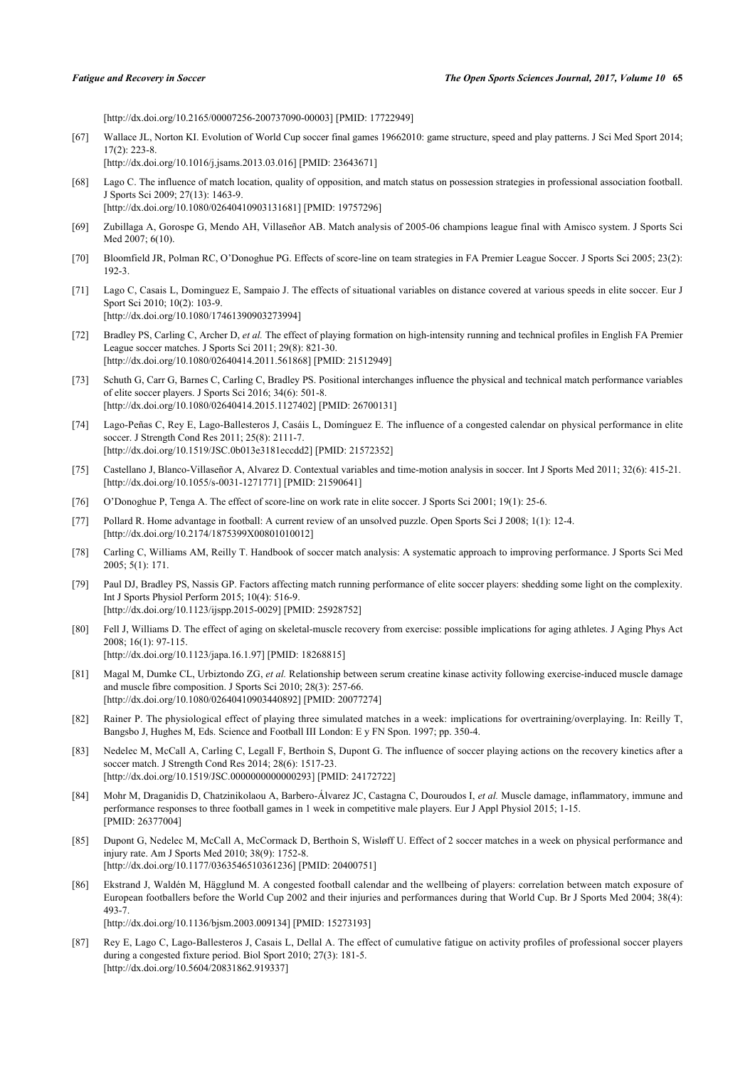[http://dx.doi.org/10.2165/00007256-200737090-00003] [PMID: 17722949]

[67] Wallace JL, Norton KI. Evolution of World Cup soccer final games 19662010: game structure, speed and play patterns. J Sci Med Sport 2014; 17(2): 223-8.
[http://dx.doi.org/10.1016/j.jsams.2013.03.016] [PMID: 23643671]

[68] Lago C. The influence of match location, quality of opposition, and match status on possession strategies in professional association football. J Sports Sci 2009; 27(13): 1463-9.
[http://dx.doi.org/10.1080/02640410903131681] [PMID: 19757296]

[69] Zubillaga A, Gorospe G, Mendo AH, Villaseñor AB. Match analysis of 2005-06 champions league final with Amisco system. J Sports Sci Med 2007; 6(10).

[70] Bloomfield JR, Polman RC, O'Donoghue PG. Effects of score-line on team strategies in FA Premier League Soccer. J Sports Sci 2005; 23(2): 192-3.

[71] Lago C, Casais L, Dominguez E, Sampaio J. The effects of situational variables on distance covered at various speeds in elite soccer. Eur J Sport Sci 2010; 10(2): 103-9.
[http://dx.doi.org/10.1080/17461390903273994]

[72] Bradley PS, Carling C, Archer D, *et al.* The effect of playing formation on high-intensity running and technical profiles in English FA Premier League soccer matches. J Sports Sci 2011; 29(8): 821-30.
[http://dx.doi.org/10.1080/02640414.2011.561868] [PMID: 21512949]

[73] Schuth G, Carr G, Barnes C, Carling C, Bradley PS. Positional interchanges influence the physical and technical match performance variables of elite soccer players. J Sports Sci 2016; 34(6): 501-8.
[http://dx.doi.org/10.1080/02640414.2015.1127402] [PMID: 26700131]

[74] Lago-Peñas C, Rey E, Lago-Ballesteros J, Casáis L, Domínguez E. The influence of a congested calendar on physical performance in elite soccer. J Strength Cond Res 2011; 25(8): 2111-7.
[http://dx.doi.org/10.1519/JSC.0b013e3181eccdd2] [PMID: 21572352]

[75] Castellano J, Blanco-Villaseñor A, Alvarez D. Contextual variables and time-motion analysis in soccer. Int J Sports Med 2011; 32(6): 415-21.
[http://dx.doi.org/10.1055/s-0031-1271771] [PMID: 21590641]

[76] O'Donoghue P, Tenga A. The effect of score-line on work rate in elite soccer. J Sports Sci 2001; 19(1): 25-6.

[77] Pollard R. Home advantage in football: A current review of an unsolved puzzle. Open Sports Sci J 2008; 1(1): 12-4.
[http://dx.doi.org/10.2174/1875399X00801010012]

[78] Carling C, Williams AM, Reilly T. Handbook of soccer match analysis: A systematic approach to improving performance. J Sports Sci Med 2005; 5(1): 171.

[79] Paul DJ, Bradley PS, Nassis GP. Factors affecting match running performance of elite soccer players: shedding some light on the complexity. Int J Sports Physiol Perform 2015; 10(4): 516-9.
[http://dx.doi.org/10.1123/ijspp.2015-0029] [PMID: 25928752]

[80] Fell J, Williams D. The effect of aging on skeletal-muscle recovery from exercise: possible implications for aging athletes. J Aging Phys Act 2008; 16(1): 97-115.
[http://dx.doi.org/10.1123/japa.16.1.97] [PMID: 18268815]

[81] Magal M, Dumke CL, Urbiztondo ZG, *et al.* Relationship between serum creatine kinase activity following exercise-induced muscle damage and muscle fibre composition. J Sports Sci 2010; 28(3): 257-66.
[http://dx.doi.org/10.1080/02640410903440892] [PMID: 20077274]

[82] Rainer P. The physiological effect of playing three simulated matches in a week: implications for overtraining/overplaying. In: Reilly T, Bangsbo J, Hughes M, Eds. Science and Football III London: E y FN Spon. 1997; pp. 350-4.

[83] Nedelec M, McCall A, Carling C, Legall F, Berthoin S, Dupont G. The influence of soccer playing actions on the recovery kinetics after a soccer match. J Strength Cond Res 2014; 28(6): 1517-23.
[http://dx.doi.org/10.1519/JSC.0000000000000293] [PMID: 24172722]

[84] Mohr M, Draganidis D, Chatzinikolaou A, Barbero-Álvarez JC, Castagna C, Douroudos I, *et al.* Muscle damage, inflammatory, immune and performance responses to three football games in 1 week in competitive male players. Eur J Appl Physiol 2015; 1-15.
[PMID: 26377004]

[85] Dupont G, Nedelec M, McCall A, McCormack D, Berthoin S, Wisløff U. Effect of 2 soccer matches in a week on physical performance and injury rate. Am J Sports Med 2010; 38(9): 1752-8.
[http://dx.doi.org/10.1177/0363546510361236] [PMID: 20400751]

[86] Ekstrand J, Waldén M, Hägglund M. A congested football calendar and the wellbeing of players: correlation between match exposure of European footballers before the World Cup 2002 and their injuries and performances during that World Cup. Br J Sports Med 2004; 38(4): 493-7.
[http://dx.doi.org/10.1136/bjsm.2003.009134] [PMID: 15273193]

[87] Rey E, Lago C, Lago-Ballesteros J, Casais L, Dellal A. The effect of cumulative fatigue on activity profiles of professional soccer players during a congested fixture period. Biol Sport 2010; 27(3): 181-5.
[http://dx.doi.org/10.5604/20831862.919337]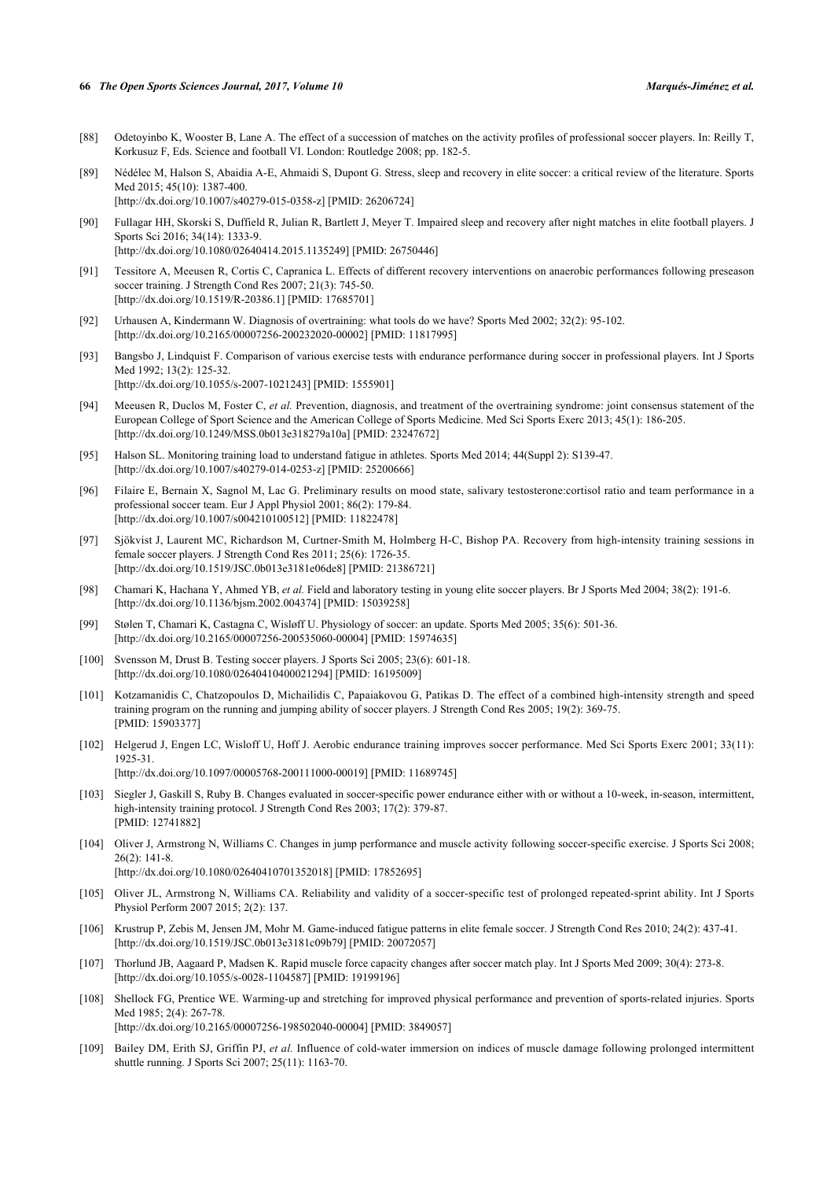[88] Odetoyinbo K, Wooster B, Lane A. The effect of a succession of matches on the activity profiles of professional soccer players. In: Reilly T, Korkusuz F, Eds. Science and football VI. London: Routledge 2008; pp. 182-5.

[89] Nédélec M, Halson S, Abaidia A-E, Ahmaidi S, Dupont G. Stress, sleep and recovery in elite soccer: a critical review of the literature. Sports Med 2015; 45(10): 1387-400.
[http://dx.doi.org/10.1007/s40279-015-0358-z] [PMID: 26206724]

[90] Fullagar HH, Skorski S, Duffield R, Julian R, Bartlett J, Meyer T. Impaired sleep and recovery after night matches in elite football players. J Sports Sci 2016; 34(14): 1333-9.
[http://dx.doi.org/10.1080/02640414.2015.1135249] [PMID: 26750446]

[91] Tessitore A, Meeusen R, Cortis C, Capranica L. Effects of different recovery interventions on anaerobic performances following preseason soccer training. J Strength Cond Res 2007; 21(3): 745-50.
[http://dx.doi.org/10.1519/R-20386.1] [PMID: 17685701]

[92] Urhausen A, Kindermann W. Diagnosis of overtraining: what tools do we have? Sports Med 2002; 32(2): 95-102.
[http://dx.doi.org/10.2165/00007256-200232020-00002] [PMID: 11817995]

[93] Bangsbo J, Lindquist F. Comparison of various exercise tests with endurance performance during soccer in professional players. Int J Sports Med 1992; 13(2): 125-32.
[http://dx.doi.org/10.1055/s-2007-1021243] [PMID: 1555901]

[94] Meeusen R, Duclos M, Foster C, *et al.* Prevention, diagnosis, and treatment of the overtraining syndrome: joint consensus statement of the European College of Sport Science and the American College of Sports Medicine. Med Sci Sports Exerc 2013; 45(1): 186-205.
[http://dx.doi.org/10.1249/MSS.0b013e318279a10a] [PMID: 23247672]

[95] Halson SL. Monitoring training load to understand fatigue in athletes. Sports Med 2014; 44(Suppl 2): S139-47.
[http://dx.doi.org/10.1007/s40279-014-0253-z] [PMID: 25200666]

[96] Filaire E, Bernain X, Sagnol M, Lac G. Preliminary results on mood state, salivary testosterone:cortisol ratio and team performance in a professional soccer team. Eur J Appl Physiol 2001; 86(2): 179-84.
[http://dx.doi.org/10.1007/s004210100512] [PMID: 11822478]

[97] Sjökvist J, Laurent MC, Richardson M, Curtner-Smith M, Holmberg H-C, Bishop PA. Recovery from high-intensity training sessions in female soccer players. J Strength Cond Res 2011; 25(6): 1726-35.
[http://dx.doi.org/10.1519/JSC.0b013e3181e06de8] [PMID: 21386721]

[98] Chamari K, Hachana Y, Ahmed YB, *et al.* Field and laboratory testing in young elite soccer players. Br J Sports Med 2004; 38(2): 191-6.
[http://dx.doi.org/10.1136/bjsm.2002.004374] [PMID: 15039258]

[99] Stølen T, Chamari K, Castagna C, Wisløff U. Physiology of soccer: an update. Sports Med 2005; 35(6): 501-36.
[http://dx.doi.org/10.2165/00007256-200535060-00004] [PMID: 15974635]

[100] Svensson M, Drust B. Testing soccer players. J Sports Sci 2005; 23(6): 601-18.
[http://dx.doi.org/10.1080/02640410400021294] [PMID: 16195009]

[101] Kotzamanidis C, Chatzopoulos D, Michailidis C, Papaiakovou G, Patikas D. The effect of a combined high-intensity strength and speed training program on the running and jumping ability of soccer players. J Strength Cond Res 2005; 19(2): 369-75.
[PMID: 15903377]

[102] Helgerud J, Engen LC, Wisloff U, Hoff J. Aerobic endurance training improves soccer performance. Med Sci Sports Exerc 2001; 33(11): 1925-31.
[http://dx.doi.org/10.1097/00005768-200111000-00019] [PMID: 11689745]

[103] Siegler J, Gaskill S, Ruby B. Changes evaluated in soccer-specific power endurance either with or without a 10-week, in-season, intermittent, high-intensity training protocol. J Strength Cond Res 2003; 17(2): 379-87.
[PMID: 12741882]

[104] Oliver J, Armstrong N, Williams C. Changes in jump performance and muscle activity following soccer-specific exercise. J Sports Sci 2008; 26(2): 141-8.
[http://dx.doi.org/10.1080/02640410701352018] [PMID: 17852695]

[105] Oliver JL, Armstrong N, Williams CA. Reliability and validity of a soccer-specific test of prolonged repeated-sprint ability. Int J Sports Physiol Perform 2007 2015; 2(2): 137.

[106] Krustrup P, Zebis M, Jensen JM, Mohr M. Game-induced fatigue patterns in elite female soccer. J Strength Cond Res 2010; 24(2): 437-41.
[http://dx.doi.org/10.1519/JSC.0b013e3181c09b79] [PMID: 20072057]

[107] Thorlund JB, Aagaard P, Madsen K. Rapid muscle force capacity changes after soccer match play. Int J Sports Med 2009; 30(4): 273-8.
[http://dx.doi.org/10.1055/s-0028-1104587] [PMID: 19199196]

[108] Shellock FG, Prentice WE. Warming-up and stretching for improved physical performance and prevention of sports-related injuries. Sports Med 1985; 2(4): 267-78.
[http://dx.doi.org/10.2165/00007256-198502040-00004] [PMID: 3849057]

[109] Bailey DM, Erith SJ, Griffin PJ, *et al.* Influence of cold-water immersion on indices of muscle damage following prolonged intermittent shuttle running. J Sports Sci 2007; 25(11): 1163-70.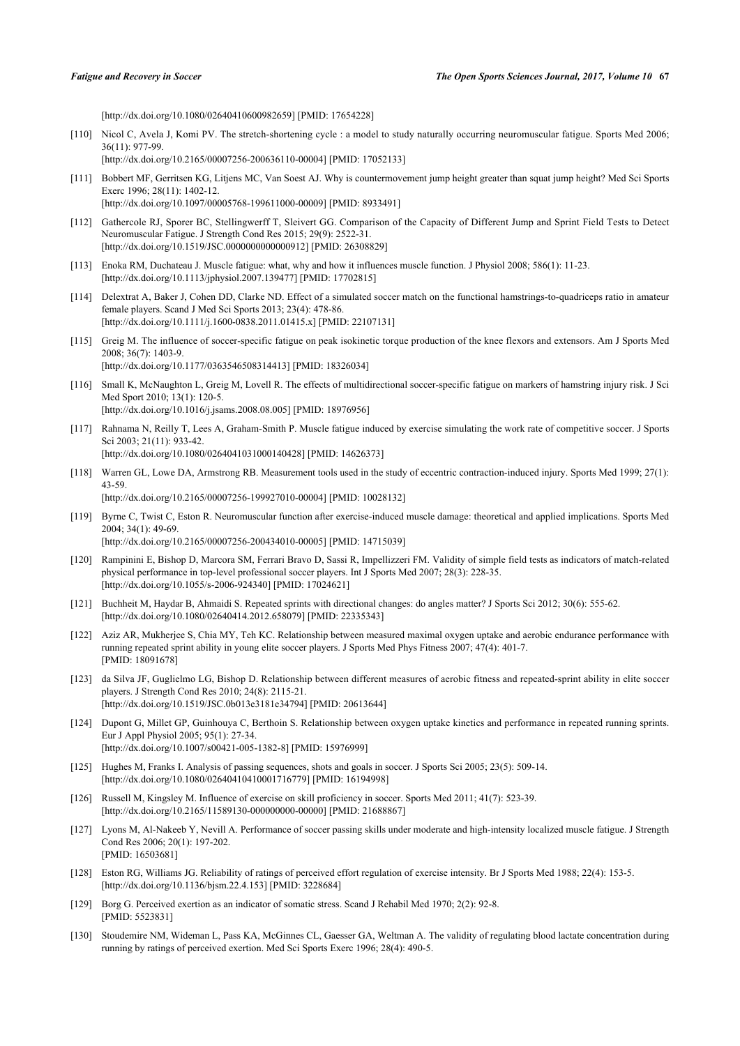[http://dx.doi.org/10.1080/02640410600982659] [PMID: 17654228]

[110] Nicol C, Avela J, Komi PV. The stretch-shortening cycle : a model to study naturally occurring neuromuscular fatigue. Sports Med 2006; 36(11): 977-99.
[http://dx.doi.org/10.2165/00007256-200636110-00004] [PMID: 17052133]

[111] Bobbert MF, Gerritsen KG, Litjens MC, Van Soest AJ. Why is countermovement jump height greater than squat jump height? Med Sci Sports Exerc 1996; 28(11): 1402-12.
[http://dx.doi.org/10.1097/00005768-199611000-00009] [PMID: 8933491]

[112] Gathercole RJ, Sporer BC, Stellingwerff T, Sleivert GG. Comparison of the Capacity of Different Jump and Sprint Field Tests to Detect Neuromuscular Fatigue. J Strength Cond Res 2015; 29(9): 2522-31.
[http://dx.doi.org/10.1519/JSC.0000000000000912] [PMID: 26308829]

[113] Enoka RM, Duchateau J. Muscle fatigue: what, why and how it influences muscle function. J Physiol 2008; 586(1): 11-23.
[http://dx.doi.org/10.1113/jphysiol.2007.139477] [PMID: 17702815]

[114] Delextrat A, Baker J, Cohen DD, Clarke ND. Effect of a simulated soccer match on the functional hamstrings-to-quadriceps ratio in amateur female players. Scand J Med Sci Sports 2013; 23(4): 478-86.
[http://dx.doi.org/10.1111/j.1600-0838.2011.01415.x] [PMID: 22107131]

[115] Greig M. The influence of soccer-specific fatigue on peak isokinetic torque production of the knee flexors and extensors. Am J Sports Med 2008; 36(7): 1403-9.
[http://dx.doi.org/10.1177/0363546508314413] [PMID: 18326034]

[116] Small K, McNaughton L, Greig M, Lovell R. The effects of multidirectional soccer-specific fatigue on markers of hamstring injury risk. J Sci Med Sport 2010; 13(1): 120-5.
[http://dx.doi.org/10.1016/j.jsams.2008.08.005] [PMID: 18976956]

[117] Rahnama N, Reilly T, Lees A, Graham-Smith P. Muscle fatigue induced by exercise simulating the work rate of competitive soccer. J Sports Sci 2003; 21(11): 933-42.
[http://dx.doi.org/10.1080/0264041031000140428] [PMID: 14626373]

[118] Warren GL, Lowe DA, Armstrong RB. Measurement tools used in the study of eccentric contraction-induced injury. Sports Med 1999; 27(1): 43-59.
[http://dx.doi.org/10.2165/00007256-199927010-00004] [PMID: 10028132]

[119] Byrne C, Twist C, Eston R. Neuromuscular function after exercise-induced muscle damage: theoretical and applied implications. Sports Med 2004; 34(1): 49-69.
[http://dx.doi.org/10.2165/00007256-200434010-00005] [PMID: 14715039]

[120] Rampinini E, Bishop D, Marcora SM, Ferrari Bravo D, Sassi R, Impellizzeri FM. Validity of simple field tests as indicators of match-related physical performance in top-level professional soccer players. Int J Sports Med 2007; 28(3): 228-35.
[http://dx.doi.org/10.1055/s-2006-924340] [PMID: 17024621]

[121] Buchheit M, Haydar B, Ahmaidi S. Repeated sprints with directional changes: do angles matter? J Sports Sci 2012; 30(6): 555-62.
[http://dx.doi.org/10.1080/02640414.2012.658079] [PMID: 22335343]

[122] Aziz AR, Mukherjee S, Chia MY, Teh KC. Relationship between measured maximal oxygen uptake and aerobic endurance performance with running repeated sprint ability in young elite soccer players. J Sports Med Phys Fitness 2007; 47(4): 401-7.
[PMID: 18091678]

[123] da Silva JF, Guglielmo LG, Bishop D. Relationship between different measures of aerobic fitness and repeated-sprint ability in elite soccer players. J Strength Cond Res 2010; 24(8): 2115-21.
[http://dx.doi.org/10.1519/JSC.0b013e3181e34794] [PMID: 20613644]

[124] Dupont G, Millet GP, Guinhouya C, Berthoin S. Relationship between oxygen uptake kinetics and performance in repeated running sprints. Eur J Appl Physiol 2005; 95(1): 27-34.
[http://dx.doi.org/10.1007/s00421-005-1382-8] [PMID: 15976999]

[125] Hughes M, Franks I. Analysis of passing sequences, shots and goals in soccer. J Sports Sci 2005; 23(5): 509-14.
[http://dx.doi.org/10.1080/02640410410001716779] [PMID: 16194998]

[126] Russell M, Kingsley M. Influence of exercise on skill proficiency in soccer. Sports Med 2011; 41(7): 523-39.
[http://dx.doi.org/10.2165/11589130-000000000-00000] [PMID: 21688867]

[127] Lyons M, Al-Nakeeb Y, Nevill A. Performance of soccer passing skills under moderate and high-intensity localized muscle fatigue. J Strength Cond Res 2006; 20(1): 197-202.
[PMID: 16503681]

[128] Eston RG, Williams JG. Reliability of ratings of perceived effort regulation of exercise intensity. Br J Sports Med 1988; 22(4): 153-5.
[http://dx.doi.org/10.1136/bjsm.22.4.153] [PMID: 3228684]

[129] Borg G. Perceived exertion as an indicator of somatic stress. Scand J Rehabil Med 1970; 2(2): 92-8.
[PMID: 5523831]

[130] Stoudemire NM, Wideman L, Pass KA, McGinnes CL, Gaesser GA, Weltman A. The validity of regulating blood lactate concentration during running by ratings of perceived exertion. Med Sci Sports Exerc 1996; 28(4): 490-5.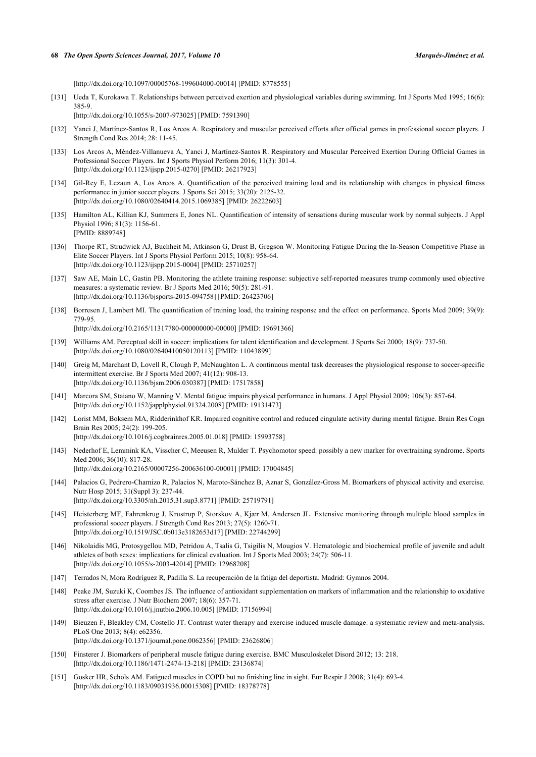[http://dx.doi.org/10.1097/00005768-199604000-00014] [PMID: 8778555]

[131] Ueda T, Kurokawa T. Relationships between perceived exertion and physiological variables during swimming. Int J Sports Med 1995; 16(6): 385-9.
[http://dx.doi.org/10.1055/s-2007-973025] [PMID: 7591390]

[132] Yanci J, Martínez-Santos R, Los Arcos A. Respiratory and muscular perceived efforts after official games in professional soccer players. J Strength Cond Res 2014; 28: 11-45.

[133] Los Arcos A, Méndez-Villanueva A, Yanci J, Martínez-Santos R. Respiratory and Muscular Perceived Exertion During Official Games in Professional Soccer Players. Int J Sports Physiol Perform 2016; 11(3): 301-4.
[http://dx.doi.org/10.1123/ijspp.2015-0270] [PMID: 26217923]

[134] Gil-Rey E, Lezaun A, Los Arcos A. Quantification of the perceived training load and its relationship with changes in physical fitness performance in junior soccer players. J Sports Sci 2015; 33(20): 2125-32.
[http://dx.doi.org/10.1080/02640414.2015.1069385] [PMID: 26222603]

[135] Hamilton AL, Killian KJ, Summers E, Jones NL. Quantification of intensity of sensations during muscular work by normal subjects. J Appl Physiol 1996; 81(3): 1156-61.
[PMID: 8889748]

[136] Thorpe RT, Strudwick AJ, Buchheit M, Atkinson G, Drust B, Gregson W. Monitoring Fatigue During the In-Season Competitive Phase in Elite Soccer Players. Int J Sports Physiol Perform 2015; 10(8): 958-64.
[http://dx.doi.org/10.1123/ijspp.2015-0004] [PMID: 25710257]

[137] Saw AE, Main LC, Gastin PB. Monitoring the athlete training response: subjective self-reported measures trump commonly used objective measures: a systematic review. Br J Sports Med 2016; 50(5): 281-91.
[http://dx.doi.org/10.1136/bjsports-2015-094758] [PMID: 26423706]

[138] Borresen J, Lambert MI. The quantification of training load, the training response and the effect on performance. Sports Med 2009; 39(9): 779-95.
[http://dx.doi.org/10.2165/11317780-000000000-00000] [PMID: 19691366]

[139] Williams AM. Perceptual skill in soccer: implications for talent identification and development. J Sports Sci 2000; 18(9): 737-50.
[http://dx.doi.org/10.1080/02640410050120113] [PMID: 11043899]

[140] Greig M, Marchant D, Lovell R, Clough P, McNaughton L. A continuous mental task decreases the physiological response to soccer-specific intermittent exercise. Br J Sports Med 2007; 41(12): 908-13.
[http://dx.doi.org/10.1136/bjsm.2006.030387] [PMID: 17517858]

[141] Marcora SM, Staiano W, Manning V. Mental fatigue impairs physical performance in humans. J Appl Physiol 2009; 106(3): 857-64.
[http://dx.doi.org/10.1152/japplphysiol.91324.2008] [PMID: 19131473]

[142] Lorist MM, Boksem MA, Ridderinkhof KR. Impaired cognitive control and reduced cingulate activity during mental fatigue. Brain Res Cogn Brain Res 2005; 24(2): 199-205.
[http://dx.doi.org/10.1016/j.cogbrainres.2005.01.018] [PMID: 15993758]

[143] Nederhof E, Lemmink KA, Visscher C, Meeusen R, Mulder T. Psychomotor speed: possibly a new marker for overtraining syndrome. Sports Med 2006; 36(10): 817-28.
[http://dx.doi.org/10.2165/00007256-200636100-00001] [PMID: 17004845]

[144] Palacios G, Pedrero-Chamizo R, Palacios N, Maroto-Sánchez B, Aznar S, González-Gross M. Biomarkers of physical activity and exercise. Nutr Hosp 2015; 31(Suppl 3): 237-44.
[http://dx.doi.org/10.3305/nh.2015.31.sup3.8771] [PMID: 25719791]

[145] Heisterberg MF, Fahrenkrug J, Krustrup P, Storskov A, Kjær M, Andersen JL. Extensive monitoring through multiple blood samples in professional soccer players. J Strength Cond Res 2013; 27(5): 1260-71.
[http://dx.doi.org/10.1519/JSC.0b013e3182653d17] [PMID: 22744299]

[146] Nikolaidis MG, Protosygellou MD, Petridou A, Tsalis G, Tsigilis N, Mougios V. Hematologic and biochemical profile of juvenile and adult athletes of both sexes: implications for clinical evaluation. Int J Sports Med 2003; 24(7): 506-11.
[http://dx.doi.org/10.1055/s-2003-42014] [PMID: 12968208]

[147] Terrados N, Mora Rodríguez R, Padilla S. La recuperación de la fatiga del deportista. Madrid: Gymnos 2004.

[148] Peake JM, Suzuki K, Coombes JS. The influence of antioxidant supplementation on markers of inflammation and the relationship to oxidative stress after exercise. J Nutr Biochem 2007; 18(6): 357-71.
[http://dx.doi.org/10.1016/j.jnutbio.2006.10.005] [PMID: 17156994]

[149] Bieuzen F, Bleakley CM, Costello JT. Contrast water therapy and exercise induced muscle damage: a systematic review and meta-analysis. PLoS One 2013; 8(4): e62356.
[http://dx.doi.org/10.1371/journal.pone.0062356] [PMID: 23626806]

[150] Finsterer J. Biomarkers of peripheral muscle fatigue during exercise. BMC Musculoskelet Disord 2012; 13: 218.
[http://dx.doi.org/10.1186/1471-2474-13-218] [PMID: 23136874]

[151] Gosker HR, Schols AM. Fatigued muscles in COPD but no finishing line in sight. Eur Respir J 2008; 31(4): 693-4.
[http://dx.doi.org/10.1183/09031936.00015308] [PMID: 18378778]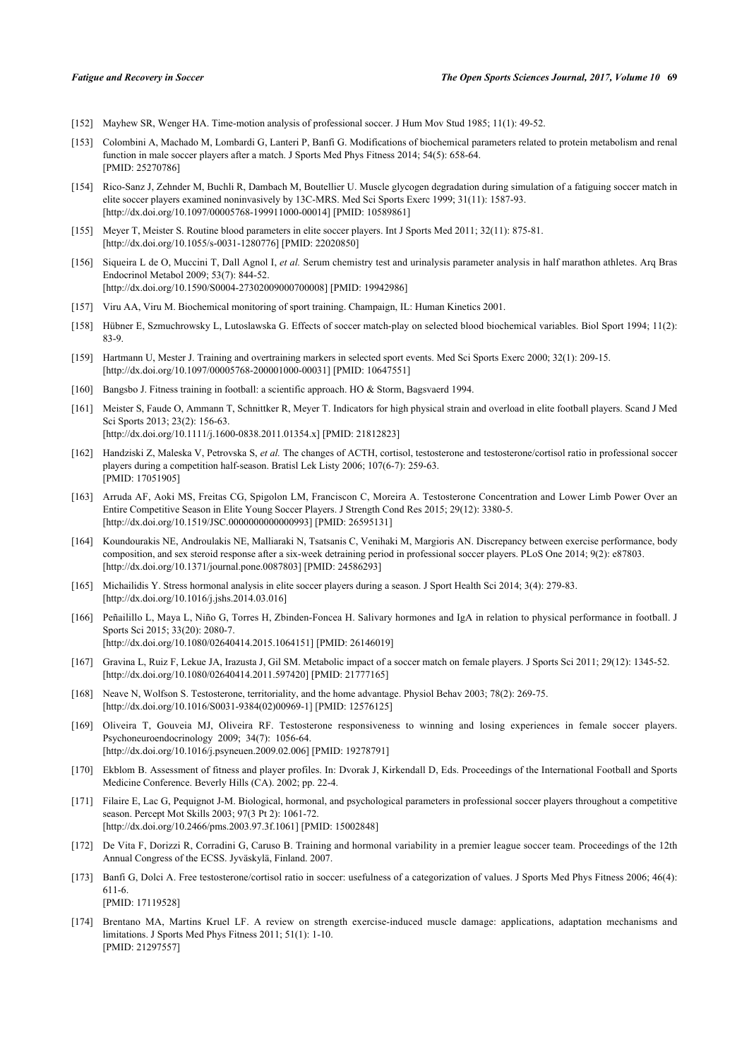[152] Mayhew SR, Wenger HA. Time-motion analysis of professional soccer. J Hum Mov Stud 1985; 11(1): 49-52.

[153] Colombini A, Machado M, Lombardi G, Lanteri P, Banfi G. Modifications of biochemical parameters related to protein metabolism and renal function in male soccer players after a match. J Sports Med Phys Fitness 2014; 54(5): 658-64. [PMID: 25270786]

[154] Rico-Sanz J, Zehnder M, Buchli R, Dambach M, Boutellier U. Muscle glycogen degradation during simulation of a fatiguing soccer match in elite soccer players examined noninvasively by 13C-MRS. Med Sci Sports Exerc 1999; 31(11): 1587-93. [http://dx.doi.org/10.1097/00005768-199911000-00014] [PMID: 10589861]

[155] Meyer T, Meister S. Routine blood parameters in elite soccer players. Int J Sports Med 2011; 32(11): 875-81. [http://dx.doi.org/10.1055/s-0031-1280776] [PMID: 22020850]

[156] Siqueira L de O, Muccini T, Dall Agnol I, *et al.* Serum chemistry test and urinalysis parameter analysis in half marathon athletes. Arq Bras Endocrinol Metabol 2009; 53(7): 844-52. [http://dx.doi.org/10.1590/S0004-27302009000700008] [PMID: 19942986]

[157] Viru AA, Viru M. Biochemical monitoring of sport training. Champaign, IL: Human Kinetics 2001.

[158] Hübner E, Szmuchrowsky L, Lutoslawska G. Effects of soccer match-play on selected blood biochemical variables. Biol Sport 1994; 11(2): 83-9.

[159] Hartmann U, Mester J. Training and overtraining markers in selected sport events. Med Sci Sports Exerc 2000; 32(1): 209-15. [http://dx.doi.org/10.1097/00005768-200001000-00031] [PMID: 10647551]

[160] Bangsbo J. Fitness training in football: a scientific approach. HO & Storm, Bagsvaerd 1994.

[161] Meister S, Faude O, Ammann T, Schnittker R, Meyer T. Indicators for high physical strain and overload in elite football players. Scand J Med Sci Sports 2013; 23(2): 156-63. [http://dx.doi.org/10.1111/j.1600-0838.2011.01354.x] [PMID: 21812823]

[162] Handziski Z, Maleska V, Petrovska S, *et al.* The changes of ACTH, cortisol, testosterone and testosterone/cortisol ratio in professional soccer players during a competition half-season. Bratisl Lek Listy 2006; 107(6-7): 259-63. [PMID: 17051905]

[163] Arruda AF, Aoki MS, Freitas CG, Spigolon LM, Franciscon C, Moreira A. Testosterone Concentration and Lower Limb Power Over an Entire Competitive Season in Elite Young Soccer Players. J Strength Cond Res 2015; 29(12): 3380-5. [http://dx.doi.org/10.1519/JSC.0000000000000993] [PMID: 26595131]

[164] Koundourakis NE, Androulakis NE, Malliaraki N, Tsatsanis C, Venihaki M, Margioris AN. Discrepancy between exercise performance, body composition, and sex steroid response after a six-week detraining period in professional soccer players. PLoS One 2014; 9(2): e87803. [http://dx.doi.org/10.1371/journal.pone.0087803] [PMID: 24586293]

[165] Michailidis Y. Stress hormonal analysis in elite soccer players during a season. J Sport Health Sci 2014; 3(4): 279-83. [http://dx.doi.org/10.1016/j.jshs.2014.03.016]

[166] Peñailillo L, Maya L, Niño G, Torres H, Zbinden-Foncea H. Salivary hormones and IgA in relation to physical performance in football. J Sports Sci 2015; 33(20): 2080-7. [http://dx.doi.org/10.1080/02640414.2015.1064151] [PMID: 26146019]

[167] Gravina L, Ruiz F, Lekue JA, Irazusta J, Gil SM. Metabolic impact of a soccer match on female players. J Sports Sci 2011; 29(12): 1345-52. [http://dx.doi.org/10.1080/02640414.2011.597420] [PMID: 21777165]

[168] Neave N, Wolfson S. Testosterone, territoriality, and the home advantage. Physiol Behav 2003; 78(2): 269-75. [http://dx.doi.org/10.1016/S0031-9384(02)00969-1] [PMID: 12576125]

[169] Oliveira T, Gouveia MJ, Oliveira RF. Testosterone responsiveness to winning and losing experiences in female soccer players. Psychoneuroendocrinology 2009; 34(7): 1056-64. [http://dx.doi.org/10.1016/j.psyneuen.2009.02.006] [PMID: 19278791]

[170] Ekblom B. Assessment of fitness and player profiles. In: Dvorak J, Kirkendall D, Eds. Proceedings of the International Football and Sports Medicine Conference. Beverly Hills (CA). 2002; pp. 22-4.

[171] Filaire E, Lac G, Pequignot J-M. Biological, hormonal, and psychological parameters in professional soccer players throughout a competitive season. Percept Mot Skills 2003; 97(3 Pt 2): 1061-72. [http://dx.doi.org/10.2466/pms.2003.97.3f.1061] [PMID: 15002848]

[172] De Vita F, Dorizzi R, Corradini G, Caruso B. Training and hormonal variability in a premier league soccer team. Proceedings of the 12th Annual Congress of the ECSS. Jyväskylä, Finland. 2007.

[173] Banfi G, Dolci A. Free testosterone/cortisol ratio in soccer: usefulness of a categorization of values. J Sports Med Phys Fitness 2006; 46(4): 611-6. [PMID: 17119528]

[174] Brentano MA, Martins Kruel LF. A review on strength exercise-induced muscle damage: applications, adaptation mechanisms and limitations. J Sports Med Phys Fitness 2011; 51(1): 1-10. [PMID: 21297557]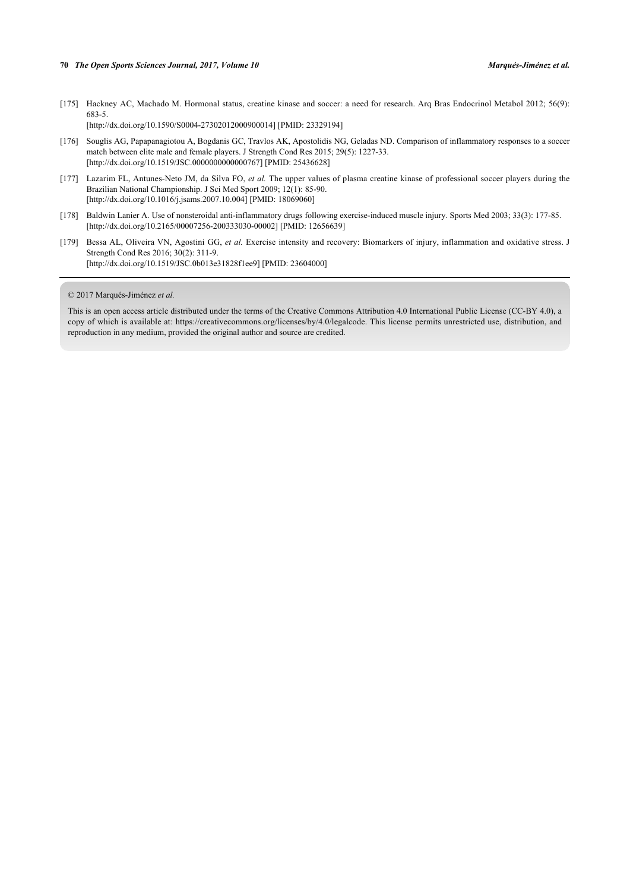[175] Hackney AC, Machado M. Hormonal status, creatine kinase and soccer: a need for research. Arq Bras Endocrinol Metabol 2012; 56(9): 683-5.
[http://dx.doi.org/10.1590/S0004-27302012000900014] [PMID: 23329194]

[176] Souglis AG, Papapanagiotou A, Bogdanis GC, Travlos AK, Apostolidis NG, Geladas ND. Comparison of inflammatory responses to a soccer match between elite male and female players. J Strength Cond Res 2015; 29(5): 1227-33.
[http://dx.doi.org/10.1519/JSC.0000000000000767] [PMID: 25436628]

[177] Lazarim FL, Antunes-Neto JM, da Silva FO, *et al.* The upper values of plasma creatine kinase of professional soccer players during the Brazilian National Championship. J Sci Med Sport 2009; 12(1): 85-90.
[http://dx.doi.org/10.1016/j.jsams.2007.10.004] [PMID: 18069060]

[178] Baldwin Lanier A. Use of nonsteroidal anti-inflammatory drugs following exercise-induced muscle injury. Sports Med 2003; 33(3): 177-85.
[http://dx.doi.org/10.2165/00007256-200333030-00002] [PMID: 12656639]

[179] Bessa AL, Oliveira VN, Agostini GG, *et al.* Exercise intensity and recovery: Biomarkers of injury, inflammation and oxidative stress. J Strength Cond Res 2016; 30(2): 311-9.
[http://dx.doi.org/10.1519/JSC.0b013e31828f1ee9] [PMID: 23604000]

© 2017 Marqués-Jiménez *et al.*

This is an open access article distributed under the terms of the Creative Commons Attribution 4.0 International Public License (CC-BY 4.0), a copy of which is available at: https://creativecommons.org/licenses/by/4.0/legalcode. This license permits unrestricted use, distribution, and reproduction in any medium, provided the original author and source are credited.